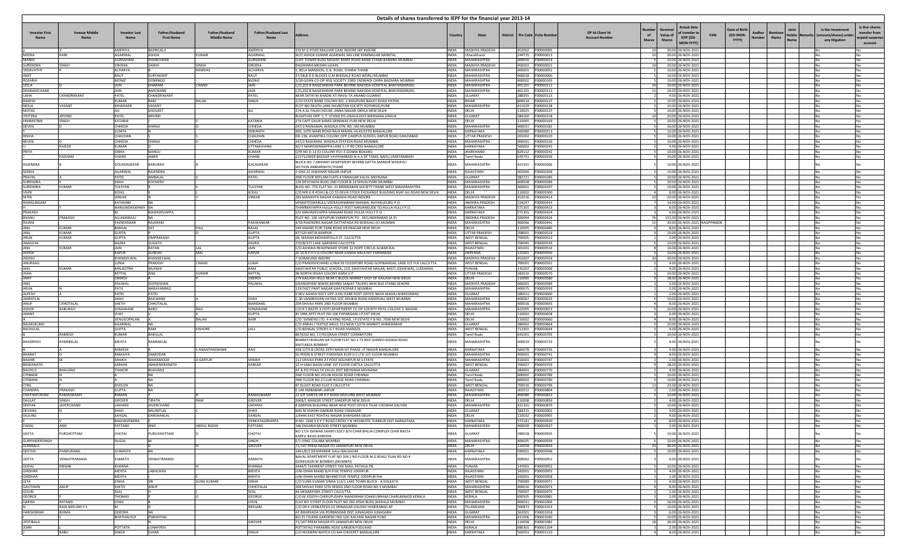# Details of shares transferred to IEPF for the financial year 2013-14

| Investor First Name | Investor Middle Name | Investor Last Name | Father/Husband First Name | Father/Husband Middle Name | Father/Husband Last Name | Address | Country | State | District | Pin Code | Folio Number | DP Id-Client Id-Account Number | Number of Shares | Nominal Value of Shares | Actual date of transfer to IEPF (DD-MON-YYYY) | PAN | Date of Birth (DD-MON-YYYY) | Aadhar Number | Nominee Name | Joint Holder Name | Remarks | Is the Investment (amount/shares) under any litigation | Is the shares transfer from unpaid suspense account |
|---|---|---|---|---|---|---|---|---|---|---|---|---|---|---|---|---|---|---|---|---|---|---|---|
| P | JI | AMERIYA | BADRILALJI | | AMERIYA | 310 M G ROAD MALHAR GANJ INDORE MP INDORE | INDIA | MADHYA PRADESH | | 452002 | P00000005 | | 10 | 20.00 | 26-NOV-2021 | | | | | | | No | No |
| MEERA | RANI | AGARWAL | ASHOK | KUMAR | AGARWAL | W/O ASHOK KUMAR AGARWAL NAI LINE RAMNAGAR NAINITAL | INDIA | Uttarakhand | | 244715 | P00000013 | | 10 | 20.00 | 26-NOV-2021 | | | | | | | No | No |
| MANOJ | | GURSAHANI | KHUBCHAND | | GURSHANI | CLIFF TOWER BLDG MOUNT MARY ROAD BAND STAND BANDRA MUMBAI | INDIA | MAHARASHTRA | | 400050 | P00000014 | | 5 | 10.00 | 26-NOV-2021 | | | | | | | No | No |
| SURENDRA | SINGH | SIRODIA | SAWAI | SINGH | SIRODIA | DASHHARA MEDAN UJJAIN | INDIA | MADHYA PRADESH | | 456001 | P00000021 | | 10 | 20.00 | 26-NOV-2021 | | | | | | | No | No |
| VEDAVATHY | | ACHARYA | B | RAMDAS | ACHARYA | 5, BELLA MANSION, G.B. ROAD, CHARAI THANE | INDIA | MAHARASHTRA | | 400601 | P00000051 | | 5 | 10.00 | 26-NOV-2021 | | | | | | | No | No |
| AMIT | | RAUT | SURYAKANT | | RAUT | 37/28,B D D BLOCKS G M BHOSALE ROAD WORLI MUMBAI | INDIA | MAHARASHTRA | | 400018 | P00000060 | | 5 | 10.00 | 26-NOV-2021 | | | | | | | No | No |
| ROZARIA | | MONIZ | DOMINGO | | MONIZ | 3/39 GOAN CO-OP HSG SOCIETY 23RD TADWADI CHIRA BAZAARA MUMBAI | INDIA | MAHARASHTRA | | 400002 | P00000105 | | 5 | 10.00 | 26-NOV-2021 | | | | | | | No | No |
| LEELA | D | JAIN | DHARAM | CHAND | JAIN | C/O,202 B NAGESHWAR PARK BEHIND NAKODA HOSPITAL BHAYANDAR(W) | INDIA | MAHARASHTRA | | 401101 | P00000111 | | 10 | 20.00 | 26-NOV-2021 | | | | | | | No | No |
| DHARAMCHAND | | JAIN | AMICHAND | | JAIN | C/O,202 B NAGESHWAR PARK BEHIND NAKODA HOSPITAL BHAYANDAR(W) | INDIA | MAHARASHTRA | | 401101 | P00000112 | | 12 | 24.00 | 26-NOV-2021 | | | | | | | No | No |
| USHA | CHANDRAKANT | PATEL | CHANDRAKANT | | PATEL | NEAR SATHI NI KHADKI AT-NAVLI TA-ANAND GUJARAT | INDIA | GUJARAT | | 388355 | P00000115 | | 2 | 4.00 | 26-NOV-2021 | | | | | | | No | No |
| RAKESH | | KUMAR | RAM | BALAK | SINGH | 2/33 STATE BANK COLONY NO. 2 KHAJPURA BAILEY ROAD PATNA | INDIA | BIHAR | | 800014 | P00000127 | | 5 | 10.00 | 26-NOV-2021 | | | | | | | No | No |
| NEELA | VASANT | MHAISKAR | VASANT | | | PLOT NO.58 6TH LANE NAVKETAN SOCIETY KOTHRUD,PUNE | INDIA | MAHARASHTRA | | 411029 | P00000128 | | 5 | 10.00 | 26-NOV-2021 | | | | | | | No | No |
| MOTAZ | | ALI | SHOUKET | | ALI | 374-A AL FALAH HOUSE JAMIA NAGAR OKHLA NEW DELHI | INDIA | DELHI | | 110025 | P00000137 | | 5 | 10.00 | 26-NOV-2021 | | | | | | | No | No |
| JYOTSNA | ARVIND | PATEL | ARVIND | | | RUSATVAS OPP. S. T. STAND PO-UNAVA DIST-MEHSANA UNAVA | INDIA | GUJARAT | | 384160 | P00000158 | | 10 | 20.00 | 26-NOV-2021 | | | | | | | No | No |
| HIMMATBIR | SINGH | KATARIA | I | S | KATARIA | 274 CAPT GAUR MARG SRINIWAS PURI NEW DELHI | INDIA | DELHI | | 110065 | P00000169 | | 5 | 10.00 | 26-NOV-2021 | | | | | | | No | No |
| DEVEN | D | CHHEDA | DHANJI | D | CHHEDA | 247/2 RAJNAMAL WADALA STN. RD. (W) MUMBAI | INDIA | MAHARASHTRA | | 400031 | P00000182 | | 5 | 10.00 | 26-NOV-2021 | | | | | | | No | No |
| S | | SUNITA | N | | SRIKANTH | 469, 10TH MAIN ROAD RAJA MAHAL VILAS EXTN BANGALORE | INDIA | KARNATAKA | | 560080 | P00000213 | | 5 | 10.00 | 26-NOV-2021 | | | | | | | No | No |
| REKHA | | CHAUHAN | S | | CHAUHAN | DD-138, AVANTIKA COLONY OPP.CAMPUS SCHOOL HAPUR ROAD GHAZIABAD | INDIA | UTTAR PRADESH | | 201002 | P00000220 | | 5 | 10.00 | 26-NOV-2021 | | | | | | | No | No |
| BEVEN | D | CHHEDA | DHANJI | D | CHHEDA | 247/2 RAJKAMAL WADALA STATION ROAD MUMBAI | INDIA | MAHARASHTRA | | 400031 | P00000226 | | 5 | 10.00 | 26-NOV-2021 | | | | | | | No | No |
| U | RAJESH | KUMAR | D | | UTTAMCHAND | NO 5 MARISWAMAPPA LANE S J P RD CRSS BANGALORE | INDIA | KARNATAKA | | 560002 | P00000241 | | 2 | 4.00 | 26-NOV-2021 | | | | | | | No | No |
| PRIYA | | SINHA | MANOJ | | KUMAR | QTR NO D-13 ICI COLONY PO I E GOMIA BOKARO | INDIA | JHARKHAND | | 829112 | P00000242 | | 5 | 10.00 | 26-NOV-2021 | | | | | | | No | No |
| P | PADHAM | CHAND | JABER | | CHAND | 223 FLOWER BAZAAR VAVIYAMBADI N A A DT TAMIL NADU,VANIYAMBADI | INDIA | Tamil Nadu | | 635751 | P00000256 | | 5 | 10.00 | 26-NOV-2021 | | | | | | | No | No |
| RAJENDRA | | GOLADAGEKAR | BABURAO | B | GALADAKAR | BLOCK NO 7 ARIHANT APARTMENT BEHIND DATTA MANDIR WADAVLI SECTION AMBARNATH,THANE | INDIA | MAHARASHTRA | | 421501 | P00000266 | | 5 | 10.00 | 26-NOV-2021 | | | | | | | No | No |
| SEEMA | | AGARWAL | RAJENDRA | | AGARWAL | 2 GHA 22 JAWAHAR NAGAR JAIPUR | INDIA | RAJASTHAN | | 302004 | P00000269 | | 5 | 10.00 | 26-NOV-2021 | | | | | | | No | No |
| PRAVIN | A | PATEL | AMBALAL | V | PATEL | 2ND FLOOR NEELAM FLATS 4 SRINAGAR KALOL MEHSANA | INDIA | GUJARAT | | 382721 | P00000285 | | 5 | 10.00 | 26-NOV-2021 | | | | | | | No | No |
| SURENDRA | K | SHAH | KOOVERJI | | | 120 DEVCHAYA BLDG 2ND FLOOR B-14 SHIVAJI PARK MUMBAI | INDIA | MAHARASHTRA | | 400028 | P00000289 | | 5 | 10.00 | 26-NOV-2021 | | | | | | | No | No |
| SURENDRA | KUMAR | TULSYAN | R | S | TULSYAN | BLDG NO. 77A FLAT NO. 21 BRINDABAN SOCIETY THANE WEST MAHARASHTRA | INDIA | MAHARASHTRA | | 400601 | P00000297 | | 5 | 10.00 | 26-NOV-2021 | | | | | | | No | No |
| VIVEK | | KOHLI | R | G | KOHLI | C/O MR G R KOHLI & CO 55 DELHI STOCK EXCHANGE BUILDING ASAF ALI ROAD NEW DELHI | INDIA | DELHI | | 110002 | P00000300 | | 4 | 8.00 | 26-NOV-2021 | | | | | | | No | No |
| NITIN | | VIRKAR | N | V | VIRKAR | 283 MANAVTA NAGAR KANADIA ROAD INDORE | INDIA | MADHYA PRADESH | | 452016 | P00000414 | | 10 | 20.00 | 26-NOV-2021 | | | | | | | No | No |
| RAMALINGAM | | KATAKAM | NA | | | VENKATESWARULU VEERAVANARAM MANDAL RAYAKUDURU P.O. | INDIA | ANDHRA PRADESH | | 534247 | P00000419 | | 7 | 14.00 | 26-NOV-2021 | | | | | | | No | No |
| H | T | NANJUNDASWAMY | NA | | | THAMMAYAPPA HULLA HULLY POST NANJANGUDE TQ HULLA HULLY P.O. | INDIA | KARNATAKA | | 571301 | P00000423 | | 3 | 6.00 | 26-NOV-2021 | | | | | | | No | No |
| PRAKASH | | M | MAHADEVAPPA | | | S/O MAHADEVAPPA SANGAM ROAD HULLA HULLY P.O. | INDIA | KARNATAKA | | 571301 | P00000424 | | 3 | 6.00 | 26-NOV-2021 | | | | | | | No | No |
| BHANU | PRAKASH | ALLAMARAJU | NA | | | PLOT NO. 106 VAYUPURI SAINIKPURI PO . SECUNDERABAD (A P) | INDIA | ANDHRA PRADESH | | 500094 | P00000426 | | 76 | 152.00 | 26-NOV-2021 | | | | | | | No | No |
| RAJANI | | PADWANKAR | RAJARAM | | PADWANKAR | 4/56 RAJENDRA NAGAR DATTAPADA RD BORIVALI (E) MUMBAI | INDIA | MAHARASHTRA | | 400066 | P00000445 | | 15 | 30.00 | 26-NOV-2021 | AAGPP4682B | | | | | | No | No |
| ANIL | KUMAR | BANSAL | SAT | PAUL | BASAL | 149 ANAND PURI TANK ROAD DEVNAGAR NEW DELHI | INDIA | DELHI | | 110005 | P00000485 | | 4 | 8.00 | 26-NOV-2021 | | | | | | | No | No |
| ANIL | KUMAR | GUPTA | P | | GUPTA | 47/120 HATIA KANPUR | INDIA | UTTAR PRADESH | | 208001 | P00000519 | | 5 | 10.00 | 26-NOV-2021 | | | | | | | No | No |
| ARUN | KUMAR | GUPTA | OMPRAKASH | | GUPTA | 28, MADAN MOHANTOLLA ST. CALCUTTA | INDIA | WEST BENGAL | | 700005 | P00000522 | | 1 | 2.00 | 26-NOV-2021 | | | | | | | No | No |
| ANASUYA | | HAZRA | SUGATO | | HAZRA | 170/B/277 LAKE GARDENS CALCUTTA | INDIA | WEST BENGAL | | 700045 | P00000529 | | 5 | 10.00 | 26-NOV-2021 | | | | | | | No | No |
| ANIL | KUMAR | JAIN | RATAN | LAL | JAIN | C/O ASHOKA READYMADE STORE 32 HOPE CIRCUS ALWAR RAJ | INDIA | RAJASTHAN | | 301001 | P00000533 | | 8 | 16.00 | 26-NOV-2021 | | | | | | | No | No |
| ASHOK | | KAPUR | GURDAS | MAL | KAPUR | 2E 10 B P H V G COLONY NEAR GANDA NALA NIT FARIDABAD | INDIA | HARYANA | | 121001 | P00000550 | | 5 | 10.00 | 26-NOV-2021 | | | | | | | No | No |
| ASHISH | | KHANDELWAL | KHANDELWAL | | | 7 GORAKUND INDORE | INDIA | MADHYA PRADESH | | 452007 | P00000559 | | 20 | 40.00 | 26-NOV-2021 | | | | | | | No | No |
| ANURAAG | | LUNIA | PRAKASH | CHAND | LUNIA | C/O PRAKASHCHAND LUNIA 93 COSSIPORE ROAD GOPIMANDAL LANE 1ST FLR CALCUTTA | INDIA | WEST BENGAL | | 700002 | P00000561 | | 2 | 4.00 | 26-NOV-2021 | | | | | | | No | No |
| ANIL | KUMAR | MALHOTRA | MUNSHI | | RAM | SWATANTAR PUBLIC SCHOOL, 114, SWATANTAR NAGAR, BASTI JODHEWAL, LUDHIANA | INDIA | PUNJAB | | 141007 | P00000566 | | 2 | 4.00 | 26-NOV-2021 | | | | | | | No | No |
| ASHA | | MITTAL | ANIL | KUMAR | MITTAL | 98 NORTH IDGAH COLONY AGRA U P | INDIA | UTTAR PRADESH | | 282010 | P00000570 | | 5 | 10.00 | 26-NOV-2021 | | | | | | | No | No |
| AMIT | | OBEROI | R | P | OBEROI | 279 KAILASH HILLS NEAR C BLOCK MARKET EAST OF KAILASH NEW DELHI | INDIA | DELHI | | 110065 | P00000580 | | 9 | 18.00 | 26-NOV-2021 | | | | | | | No | No |
| ANIL | | PALIWAL | GOPIKISHAN | | PALIWAL | GHANSHYAM NIWAS BEHIND SANJAY TALKIES NEW BUS STAND SEHORE | INDIA | MADHYA PRADESH | | 466001 | P00000589 | | 1 | 2.00 | 26-NOV-2021 | | | | | | | No | No |
| ARUN | N | PATIL | NARAYANRAO | | | 119/3427 PANT NAGAR GHATKOPAR E MUMBAI | INDIA | MAHARASHTRA | | 400075 | P00000593 | | 1 | 2.00 | 26-NOV-2021 | | | | | | | No | No |
| ALPESH | A | PATEL | PATEL | | | 9 DEV ASHISH SOCY OPP JUHU PARK POST OFFICE NAVA WADAJ AHMEDABAD | INDIA | GUJARAT | | 380013 | P00000600 | | 1 | 2.00 | 26-NOV-2021 | | | | | | | No | No |
| AMRATLAL | | SHAH | RAICHAND | A | SHAH | C-30 VANDRAVAN VATIKA SOC ADUKIA ROAD KANDIVALI WEST MUMBAI | INDIA | MAHARASHTRA | | 400067 | P00000619 | | 5 | 10.00 | 26-NOV-2021 | | | | | | | No | No |
| ANUP | CHHOTALAL | SHETH | CHHOTALAL | | MANSANG | 204 SHIVAJI PARK 2ND FLOOR MUMBAI | INDIA | MAHARASHTRA | | 400016 | P00000643 | | 4 | 8.00 | 26-NOV-2021 | | | | | | | No | No |
| ASHOK | BABURAO | SONAWANE | BABU | RAO | SONAWANE | C/O R.S BASTE 4 JYOTI APARTMENT CO OP SOCIETY PATIL COLONY 3 NASHIK | INDIA | MAHARASHTRA | | 422005 | P00000653 | | 5 | 10.00 | 26-NOV-2021 | | | | | | | No | No |
| ANANT | | VIJAY | V | S | GUPTA | 45 SRM APTS PLOT NO 106 PAPARGANJ I.P.EXT DELHI | INDIA | DELHI | | 110092 | P00000658 | | 3 | 6.00 | 26-NOV-2021 | | | | | | | No | No |
| A | | VENUGOPALAN | A | BALAN | NAIR | C/O. SIEMENS LTD. 4-A RING ROAD, I P ESTATE P.B.NO. 7036 NEW DELHI | INDIA | DELHI | | 110002 | P00000660 | | 4 | 8.00 | 26-NOV-2021 | | | | | | | No | No |
| BALMUKUND | | AGARWAL | NA | | | C/O JINDAL I TEXTILE MILLS 353 NEW CLOTH MARKET AHMEDABAD | INDIA | GUJARAT | | 380002 | P00000664 | | 5 | 10.00 | 26-NOV-2021 | | | | | | | No | No |
| BACHULAL | | GUPTA | RAM | KISHORE | LALL | C/O BENGAL STROES G T ROAD ASANSOL | INDIA | WEST BENGAL | | 713301 | P00000694 | | 2 | 4.00 | 26-NOV-2021 | | | | | | | No | No |
| B | RAMESH | KUMAR | BABULAL | | | 867(OLD NO, 17/451)RAJA STREET COIMBATORE | INDIA | Tamil Nadu | | 641001 | P00000705 | | 5 | 10.00 | 26-NOV-2021 | | | | | | | No | No |
| BHADRESH | RAMNIKLAL | MEHTA | RAMNIKLAL | | | BHARATI BHAVAN GR FLOOR FLAT NO 2 73 RAFI AHMED KIDWAI ROAD MATUNGA BOMBAY | INDIA | MAHARASHTRA | | 400019 | P00000719 | | 2 | 4.00 | 26-NOV-2021 | | | | | | | No | No |
| B | | RAMESH | R | S ANANTHASWAMI | RAO | 428 11TH B CROSS 29TH MAIN IST PHASE J P NAGAR BANGALORE | INDIA | KARNATAKA | | 560078 | P00000735 | | 2 | 4.00 | 26-NOV-2021 | | | | | | | No | No |
| BHARAT | D | RAMAIYA | DAMODAR | | | 50 PERIN N STREET PARSHWA KURI H S LTD 1ST FLOOR MUMBAI | INDIA | MAHARASHTRA | | 400003 | P00000741 | | 4 | 8.00 | 26-NOV-2021 | | | | | | | No | No |
| BASHIR | M | SHAIKH | MAHAMOOD | A GAFFUR | SHAIKH | 112 SHIVAJI PARK AT POST KOLHAPUR M S STATE | INDIA | MAHARASHTRA | | 416001 | P00000747 | | 1 | 2.00 | 26-NOV-2021 | | | | | | | No | No |
| BISWANATH | | SARKAR | JNANENDRANATH | | SARKAR | 12-H SABJI BAGH LANE 1ST FLOOR CHETLA CALCUTTA | INDIA | WEST BENGAL | | 700027 | P00000759 | | 9 | 18.00 | 26-NOV-2021 | | | | | | | No | No |
| BACHUJI | BHAVANJI | THAKOR | BHAVANJI | | | AT & PO PIYAJI TA KALOL DIST MEHSANA MEHSANA | INDIA | GUJARAT | | 384001 | P00000770 | | 2 | 4.00 | 26-NOV-2021 | | | | | | | No | No |
| CITIBANK | N | A | NA | | | 2ND FLOOR NO.2CLUB HOUSE ROAD CHENNAI | INDIA | Tamil Nadu | | 600002 | P00000789 | | 5 | 10.00 | 26-NOV-2021 | | | | | | | No | No |
| CITIBANK | N | A | NA | | | 2ND FLOOR NO.2 CLUB HOUSE ROAD CHENNAI | INDIA | Tamil Nadu | | 600002 | P00000790 | | 5 | 10.00 | 26-NOV-2021 | | | | | | | No | No |
| CYRIL | | DSOUZA | NA | | | 87 ELLIOT ROAD FLAT F CALCUTTA | INDIA | WEST BENGAL | | 700016 | P00000799 | | 11 | 22.00 | 26-NOV-2021 | | | | | | | No | No |
| CHANDRA | PRAKASH | GUPTA | NA | | | E 344 AMBABARI JAIPUR | INDIA | RAJASTHAN | | 302012 | P00000804 | | 1 | 2.00 | 26-NOV-2021 | | | | | | | No | No |
| CHATHAPURAM | RAMASWAMY | RAMAN | C | | RAMASWAMY | 22 GIT SARITA DR R P ROAD MULUND WEST MUMBAI | INDIA | MAHARASHTRA | | 400080 | P00000822 | | 5 | 10.00 | 26-NOV-2021 | | | | | | | No | No |
| DAULAT | SINGH | GROVER | TIRATH | RAM | GROVER | 2608/1 MANDIR STREET SHADIPUR NEW DELHI | INDIA | DELHI | | 110008 | P00000856 | | 2 | 4.00 | 26-NOV-2021 | | | | | | | No | No |
| DEEPAK | JAVERCHAND | LAKHANI | JAVERCHAND | | LAKHANI | 4 DARPAN BUILDING NEAR NEW POST OFFICE TILAK CHOWAK KALYAN | INDIA | MAHARASHTRA | | 421301 | P00000879 | | 5 | 10.00 | 26-NOV-2021 | | | | | | | No | No |
| DEVANG | N | SHAH | NAUNITLAL | C | SHAH | MAI NI KHADKI DARBAR ROAD VISNAGAR | INDIA | GUJARAT | | 384315 | P00000902 | | 2 | 4.00 | 26-NOV-2021 | | | | | | | No | No |
| DILJUNG | | SAHGAL | DARSHANLAL | | SAHGAL | 1/6446 EAST ROHTAS NAGAR SHAHDARA DELHI | INDIA | DELHI | | 110032 | P00000905 | | 2 | 4.00 | 26-NOV-2021 | | | | | | | No | No |
| E | V | RAGHAVENDRA | E | | VENKATAGIRIAPPA | H NO. 1666 S K P T ROAD CROSS V N HOSAKOTE TUMKUR DIST KARNATAKA | INDIA | KARNATAKA | | 572141 | P00000920 | | 4 | 8.00 | 26-NOV-2021 | | | | | | | No | No |
| FAISAL | ANIS | FATTANY | ANIS | ABDUL RAZAK | FATTANY | 146 ZAKARIA MUSJID STREET MUMBAI | INDIA | MAHARASHTRA | | 400009 | P00000927 | | 1 | 2.00 | 26-NOV-2021 | | | | | | | No | No |
| GEETA | PURSHOTTAM | CHOTAI | PURUSHOTTAM | D | CHOTAI | NO 17/A ISHWAR SHANTI SOCY B/H CHAR BHUJA COMPLEX CHAR RASTA KARELI BAUG BARODA | INDIA | GUJARAT | | 390018 | P00000935 | | 5 | 10.00 | 26-NOV-2021 | | | | | | | No | No |
| GURPINDERSINGH | | DUGAL | M | | SINGH | E/1 IONIC COLABA MUMBAI | INDIA | MAHARASHTRA | | 400005 | P00000939 | | 5 | 10.00 | 26-NOV-2021 | | | | | | | No | No |
| GIANBALA | | | D | N | GROVER | 71/107 PREM NAGAR PO JANAKPURI NEW DELHI | INDIA | DELHI | | 110058 | P00000943 | | 23 | 46.00 | 26-NOV-2021 | | | | | | | No | No |
| GEETHA | PANDURANG | GUMASTE | NA | | | 1461/B/2 DESHPANDE GALLI BALGAUM | INDIA | KARNATAKA | | 590001 | P00000946 | | 5 | 10.00 | 26-NOV-2021 | | | | | | | No | No |
| GEETA | VENKATRAMANA | KAMATH | VENKATRAMAN | | KAMATH | NAVAL APARTMENT FLAT NO 204 2 ND FLOOR M G ROAD TILAK RD NO 4 GOREGAON W BOMBAY,(MUMBAI) | INDIA | MAHARASHTRA | | 400062 | P00000951 | | 3 | 6.00 | 26-NOV-2021 | | | | | | | No | No |
| GOPAL | KRISHN | KHANNA | I | | KHANNA | 2444/5 TASHKENT STREET THE MALL PATIALA PB | INDIA | PUNJAB | | 147001 | P00000952 | | 5 | 10.00 | 26-NOV-2021 | | | | | | | No | No |
| GIRDHAR | | MEHTA | LABHCHAN | | MEHTA | JUNI DHAN MANDI B/H FIVE TEMPLE JODHPUR | INDIA | RAJASTHAN | | 342001 | P00000955 | | 2 | 4.00 | 26-NOV-2021 | | | | | | | No | No |
| GIRDHAR | | MEHTA | L | | MEHTA | JUNI DHAN MANDI BEHIND FIVE TEMPLE JODHPUR RAJ | INDIA | RAJASTHAN | | 342001 | P00000958 | | 1 | 2.00 | 26-NOV-2021 | | | | | | | No | No |
| GITA | | SINHA | SRI | SUNIL KUMAR | SINHA | C/O SUNIL KUMAR SINHA 113/1 LAKE TOWN BLOCK - A KOLKATA | INDIA | WEST BENGAL | | 700089 | P00000971 | | 2 | 4.00 | 26-NOV-2021 | | | | | | | No | No |
| GAUTAMN | ANUP | SHETH | ANUP | | CHHOTALAL | 204 SHIVAJI PARK SITA NIWAS 2ND FLOOR ROAD NO 5 MUMBAI | INDIA | MAHARASHTRA | | 400016 | P00000973 | | 4 | 8.00 | 26-NOV-2021 | | | | | | | No | No |
| GOURI | | SEAL | H | | SEAL | 44 SIKDARPARA STREET CALCUTTA | INDIA | WEST BENGAL | | 700007 | P00000975 | | 1 | 2.00 | 26-NOV-2021 | | | | | | | No | No |
| GEORGE | | THOMAS | P | C | GEORGE | C/O M JOSEPH CHERUPUSHPA MANORAM EDAKKUNNAM CHARAMMOOD KERALA | INDIA | KERALA | | 690505 | P00000981 | | 1 | 2.00 | 26-NOV-2021 | | | | | | | No | No |
| HARISH | RATANSI | JOSHI | R | | JOSHI | FLAT NO 3 FIRST FLOOR PLOT NO 260 JOSHI BLDG WADALA MUMBAI | INDIA | MAHARASHTRA | | 400031 | P00001004 | | 5 | 10.00 | 26-NOV-2021 | | | | | | | No | No |
| N | RAJA NEELAM V S | M | D | | NEELAM | C/O DR K VENKATESH 1O SRINAGAR COLONY HYDERABAD AP | INDIA | TELANGANA | | 500873 | P00001014 | | 5 | 10.00 | 26-NOV-2021 | | | | | | | No | No |
| HARDASBHAI | BHIMA | ODEDRA | NA | | | AT BHARVADA VIA PORBANDAR DIST JUNAGADH JUNAGARH | INDIA | GUJARAT | | 362001 | P00001018 | | 3 | 6.00 | 26-NOV-2021 | | | | | | | No | No |
| H | | BHATHALHUF | FSBHATHAL | | | NO 25 TALERA GARDENS HSG SOC KALYANI NAGAR PUNE | INDIA | MAHARASHTRA | | 411006 | P00001040 | | 5 | 10.00 | 26-NOV-2021 | | | | | | | No | No |
| JYOTIBALA | | | N | | GROVER | 71/107 PREM NAGAR PO JANAKPURI NEW DELHI | INDIA | DELHI | | 110058 | P00001082 | | 18 | 36.00 | 26-NOV-2021 | | | | | | | No | No |
| JOHN | | POTTATH | LONAPPEN | | | POTTATHU PARAMBIL ROSE GARDEN PUDUKAD | INDIA | KERALA | | 680301 | P00001104 | | 1 | 2.00 | 26-NOV-2021 | | | | | | | No | No |
| J | BABU | SINGH | JUHAR | | SINGH | C/O MODERN WATCH CO 844 CHICKPET BANGALORE | INDIA | KARNATAKA | | 560053 | P00001110 | | 4 | 8.00 | 26-NOV-2021 | | | | | | | No | No |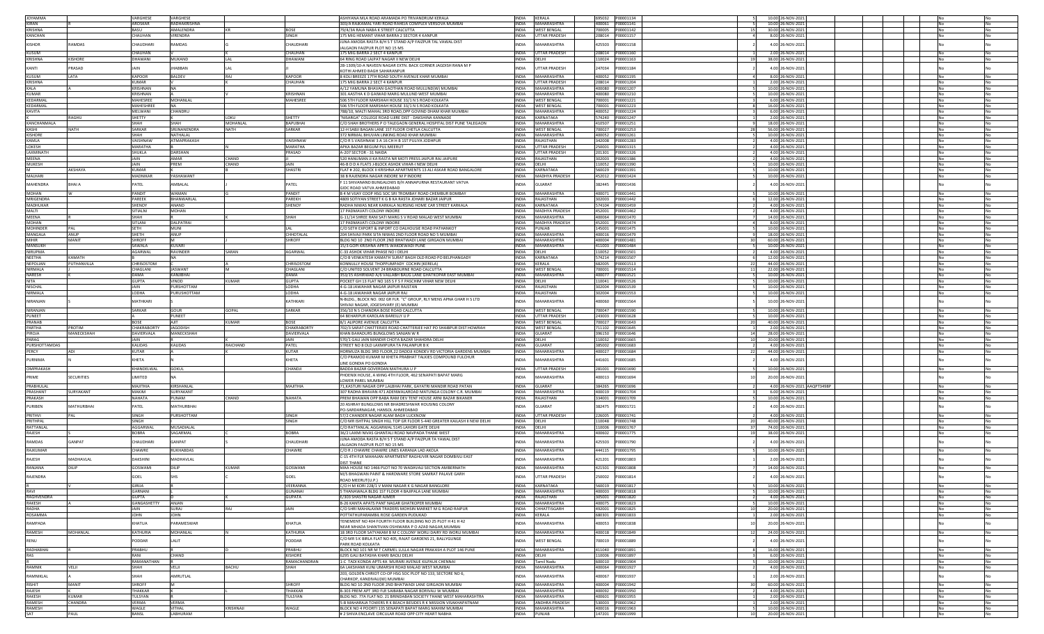| | | | | | | | | | | | | | | | | | | | |
|---|---|---|---|---|---|---|---|---|---|---|---|---|---|---|---|---|---|---|---|
| AYYAMMA | | VARGHESE | VARGHESE | | | ASHIYANA MLA ROAD ARAMADA PO TRIVANDRUM KERALA | INDIA | KERALA | 695032 | P00001134 | 5 | 10.00 | 26-NOV-2021 | | | | | No | No |
| KIRAN | R | AROSKAR | RADHAKRISHNA | | | 303/A RAJKAMAL YARI ROAD RAHEJA COMPLEX VERSOVA MUMBAI | INDIA | MAHARASHTRA | 400061 | P00001141 | 5 | 10.00 | 26-NOV-2021 | | | | | No | No |
| KRISHNA | | BASU | AMALENDRA | KR | BOSE | 79/4/3A RAJA NABA K STREET CALCUTTA | INDIA | WEST BENGAL | 700005 | P00001142 | 15 | 30.00 | 26-NOV-2021 | | | | | No | No |
| KANCHAN | | CHAUHAN | VIRENDRA | | SINGH | 175 MIG HEMANT VIHAR BARRA 2 SECTOR 4 KANPUR | INDIA | UTTAR PRADESH | 208014 | P00001157 | 4 | 8.00 | 26-NOV-2021 | | | | | No | No |
| KISHOR | RAMDAS | CHAUDHARI | RAMDAS | G | CHAUDHARI | JUNA AMODA RASTA B/H S T STAND A/P FAIZPUR TAL YAWAL DIST JALGAON FAIZPUR PLOT NO 15 MS | INDIA | MAHARASHTRA | 425503 | P00001158 | 2 | 4.00 | 26-NOV-2021 | | | | | No | No |
| KUSUM | | CHAUHAN | Y | K | CHAUHAN | 175 MIG BARRA 2 SECT 4 KANPUR | INDIA | UTTAR PRADESH | 208014 | P00001160 | 1 | 2.00 | 26-NOV-2021 | | | | | No | No |
| KRISHNA | KISHORE | DHAWANI | MUKAND | LAL | DHAWANI | 64 RING ROAD LAJPAT NAGAR II NEW DELHI | INDIA | DELHI | 110024 | P00001163 | 19 | 38.00 | 26-NOV-2021 | | | | | No | No |
| KANTI | PRASAD | JAIN | JHABBAN | LAL | | 2B-1309/10-A NAVEEN NAGAR EXTN. BACK CORNER JAGDISH RANA M P KOTHI AHMED BAGH SAHARANPUR | INDIA | UTTAR PRADESH | 247034 | P00001184 | 2 | 4.00 | 26-NOV-2021 | | | | | No | No |
| KUSUM | LATA | KAPOOR | BALDEV | RAJ | KAPOOR | 8 KOLI BREEZE 17TH ROAD SOUTH AVENUE KHAR MUMBAI | INDIA | MAHARASHTRA | 400052 | P00001195 | 4 | 8.00 | 26-NOV-2021 | | | | | No | No |
| KRISHNA | | KUMAR | Y | K | CHAUHAN | 175 MIG BARRA 2 SECT 4 KANPUR | INDIA | UTTAR PRADESH | 208014 | P00001204 | 1 | 2.00 | 26-NOV-2021 | | | | | No | No |
| KALA | A | KRISHNAN | NA | | | A/12 YAMUNA BHAVAN GADTHAN ROAD MULUND(W) MUMBAI | INDIA | MAHARASHTRA | 400080 | P00001207 | 5 | 10.00 | 26-NOV-2021 | | | | | No | No |
| KUMARI | | KRISHNAN | A | V | KRISHNAN | 501 AASTHA K D GAWAD MARG MULUND WEST MUMBAI | INDIA | MAHARASHTRA | 400080 | P00001210 | 5 | 10.00 | 26-NOV-2021 | | | | | No | No |
| KEDARMAL | | MAHESHREE | MOHANLAL | | MAHESHREE | 506 5TH FLOOR MARSHAH HOUSE 33/1 N S ROAD KOLKATA | INDIA | WEST BENGAL | 700001 | P00001221 | 3 | 6.00 | 26-NOV-2021 | | | | | No | No |
| KEDARMAL | | MAHESHREE | NA | | | 506 5TH FLOOR MARSHAH HOUSE 33/1 N S ROAD KOLKATA | INDIA | WEST BENGAL | 700001 | P00001223 | 8 | 16.00 | 26-NOV-2021 | | | | | No | No |
| KAVITA | | MELWANI | CHANDRU | | | 788/10, MALTI MAHAL 3RD ROAD,OPP GOVIND DHAM KHAR MUMBAI | INDIA | MAHARASHTRA | 400052 | P00001224 | 3 | 6.00 | 26-NOV-2021 | | | | | No | No |
| K | RAGHU | SHETTY | K | LOKU | SHETTY | "NISARGA" COLLEGE ROAD UJIRE DIST - DAKSHINA KANNADE | INDIA | KARNATAKA | 574240 | P00001247 | 1 | 2.00 | 26-NOV-2021 | | | | | No | No |
| KANCHANMALA | | SHAH | SHAH | MOHANLAL | BAPUBHAI | C/O SHAH BROTHERS P O TALEGAON GENERAL HOSPITAL DIST PUNE TALEGAON | INDIA | MAHARASHTRA | 410507 | P00001251 | 9 | 18.00 | 26-NOV-2021 | | | | | No | No |
| KASHI | NATH | SARKAR | SRIJNANENDRA | NATH | SARKAR | 12-H SABJI BAGAN LANE 1ST FLOOR CHETLA CALCUTTA | INDIA | WEST BENGAL | 700027 | P00001253 | 28 | 56.00 | 26-NOV-2021 | | | | | No | No |
| KISHORE | | SHAH | NATHALAL | | | 372 NIRMAL BHUVAN LINKING ROAD KHAR MUMBAI | INDIA | MAHARASHTRA | 400052 | P00001261 | 5 | 10.00 | 26-NOV-2021 | | | | | No | No |
| KAMLA | | VAISHNAW | ATMAPRAKASH | | VAISHNAW | C/O R S VAISHNAW 3 A 16 CH H B 1ST PULIYA JODHPUR | INDIA | RAJASTHAN | 342008 | P00001283 | 2 | 4.00 | 26-NOV-2021 | | | | | No | No |
| LOKESH | | MARATHA | R | N | MARATHA | APKA BAZAR BEGUM PUL MEERUT | INDIA | UTTAR PRADESH | 250001 | P00001315 | 2 | 4.00 | 26-NOV-2021 | | | | | No | No |
| LAXMINATH | | SHUKLA | DARSHAN | | PRASAD | A-207 SECTOR - 31 NAIDA | INDIA | UTTAR PRADESH | 201301 | P00001326 | 2 | 4.00 | 26-NOV-2021 | | | | | No | No |
| MEENA | | JAIN | AMAR | CHAND | | 520 HANUMAN JI KA RASTA NR MOTI PRESS JAIPUR RAJ JAIPURE | INDIA | RAJASTHAN | 302003 | P00001386 | 2 | 4.00 | 26-NOV-2021 | | | | | No | No |
| MUKESH | | JAIN | PREM | CHAND | JI | 46-B D D A FLATS J-BLOCK ASHOK VIHAR-I NEW DELHI | INDIA | DELHI | 110052 | P00001390 | 5 | 10.00 | 26-NOV-2021 | | | | | No | No |
| M | AKSHAYA | KUMAR | K | | SHASTRI | FLAT # 202, BLOCK II KRISHNA APARTMENTS 13 ALI ASKAR ROAD BANGALORE | INDIA | KARNATAKA | 560029 | P00001391 | 5 | 10.00 | 26-NOV-2021 | | | | | No | No |
| MALHARI | | MADNIKAR | YASHAWANT | | | 38 B RAJENDRA NAGAR INDORE M P INDORE | INDIA | MADHYA PRADESH | 452012 | P00001424 | 5 | 10.00 | 26-NOV-2021 | | | | | No | No |
| MAHENDRA, | BHAI A | PATEL | AMBALAL | | PATEL | F 11 SHIVANAND BUNGALOWS B/H ANNAPURNA RESTAURANT VATVA GIDC ROAD VATVA AHMEDABAD | INDIA | GUJARAT | 382445 | P00001436 | 2 | 4.00 | 26-NOV-2021 | | | | | No | No |
| MOHAN | W | PANDIT | WAMAN | | PANDIT | 8-4 M VIJAY COOP HSG SOC SRI TROMBAY ROAD CHEMBUR BOMBAY | INDIA | MAHARASHTRA | 400071 | P00001441 | 5 | 10.00 | 26-NOV-2021 | | | | | No | No |
| MRIGENDRA | | PAREEK | BHANWARLAL | | PAREKH | 4809 SOTIYAN STREET K G B KA RASTA JOHARI BAZAR JAIPUR | INDIA | RAJASTHAN | 302003 | P00001442 | 6 | 12.00 | 26-NOV-2021 | | | | | No | No |
| MADHUKAR | | SHENOY | ANAND | | SHENOY | RADHA NIWAS NEAR KARKALA NURSING HOME CAR STREET KARKALA | INDIA | KARNATAKA | 574104 | P00001459 | 2 | 4.00 | 26-NOV-2021 | | | | | No | No |
| MALTI | | SITLANI | MOHAN | | | 17 PADMAVATI COLONY INDORE | INDIA | MADHYA PRADESH | 452001 | P00001462 | 2 | 4.00 | 26-NOV-2021 | | | | | No | No |
| MEENA | | SHAH | R | K | SHAH | G-11/14 SHREE RANI SATI MARG S V ROAD MALAD WEST MUMBAI | INDIA | MAHARASHTRA | 400064 | P00001470 | 7 | 14.00 | 26-NOV-2021 | | | | | No | No |
| MOHAN | | SITLANI | DALPATRAI | | | 17 PADMAVATI COLONY INDORE | INDIA | MADHYA PRADESH | 452001 | P00001474 | 4 | 8.00 | 26-NOV-2021 | | | | | No | No |
| MOHINDER | PAL | SETH | MUNI | | LAL | C/O SETH EXPORT & INPORT CO DALHOUSIE ROAD PATHANKOT | INDIA | PUNJAB | 145001 | P00001475 | 5 | 10.00 | 26-NOV-2021 | | | | | No | No |
| MANGALA | ANUP | SHETH | ANUP | | CHHOTALAL | 204 SHIVAJI PARK SITA NIWAS 2ND FLOOR ROAD NO 5 MUMBAI | INDIA | MAHARASHTRA | 400016 | P00001479 | 9 | 18.00 | 26-NOV-2021 | | | | | No | No |
| MIHIR | MANIT | SHROFF | M | | SHROFF | BLDG NO 10 2ND FLOOR 2ND BHATWADI LANE GIRGAON MUMBAI | INDIA | MAHARASHTRA | 400004 | P00001481 | 30 | 60.00 | 26-NOV-2021 | | | | | No | No |
| MANSUKH | | SAWALA | RUVARI | | | 15/3 GOPI KRISHNA APRTS WAKDEWADI PUNE | INDIA | MAHARASHTRA | 411003 | P00001484 | 5 | 10.00 | 26-NOV-2021 | | | | | No | No |
| NIRUPMA | | AGARWAL | RAVINDER | SARAN | AGARWAL | C-33 ASHOK VIHAR PHASE NO I DELHI | INDIA | DELHI | 110052 | P00001501 | 2 | 4.00 | 26-NOV-2021 | | | | | No | No |
| NEETHA | KAMATH | B | NA | | | C/O B VENKATESH KAMATH SURAT BAGH OLD ROAD PO BELPHANGADY | INDIA | KARNATAKA | 574214 | P00001507 | 6 | 12.00 | 26-NOV-2021 | | | | | No | No |
| NEPOLIAN | PUTHANVILLA | CHRISOSTOM | C | | CHRISOSTOM | KONNULLY HOUSE THOPPUMPADY COCHIN (KERELA) | INDIA | KERALA | 682005 | P00001513 | 22 | 44.00 | 26-NOV-2021 | | | | | No | No |
| NIRMALA | | CHAGLANI | JASWANT | M | CHAGLANI | C/O UNITED SOLVENT 24 BRABOURNE ROAD CALCUTTA | INDIA | WEST BENGAL | 700001 | P00001514 | 11 | 22.00 | 26-NOV-2021 | | | | | No | No |
| NARESH | K | DAMA | KANJIBHAI | | DAMA | 353/15 ASHIRWAD A/6 VALLABH BAUG LANE GHATKOPAR EAST MUMBAI | INDIA | MAHARASHTRA | 400077 | P00001521 | 5 | 10.00 | 26-NOV-2021 | | | | | No | No |
| NITA | | GUPTA | VINOD | KUMAR | GUPTA | POCKET GH 13 FLAT NO 165 S F S F PASCHIM VIHAR NEW DELHI | INDIA | DELHI | 110041 | P00001526 | 5 | 10.00 | 26-NOV-2021 | | | | | No | No |
| NISCHAL | | JAIN | PURSHOTTAM | | LODHA | 4-G-18 JAWAHAR NAGAR JAIPUR RAJSTAN | INDIA | RAJASTHAN | 302004 | P00001539 | 5 | 10.00 | 26-NOV-2021 | | | | | No | No |
| NIRMALA | | LODHA | PURUSHOTTAM | | LODHA | 4-G-18 JAWAHAR NAGAR JAIPUR RAJ | INDIA | RAJASTHAN | 302004 | P00001553 | 5 | 10.00 | 26-NOV-2021 | | | | | No | No |
| NIRANJAN | S | MATHKARI | S | | KATHKARI | N-BLDG., BLOCK NO. 002 GR FLR. "C" GROUP, RLY MENS APNA GHAR H S LTD SHIVAJI NAGAR, JOGESHVARY (E) MUMBAI | INDIA | MAHARASHTRA | 400060 | P00001564 | 5 | 10.00 | 26-NOV-2021 | | | | | No | No |
| NIRANJAN | | SARKAR | GOUR | GOPAL | SARKAR | 356/10 N S CHANDRA BOSE ROAD CALCUTTA | INDIA | WEST BENGAL | 700047 | P00001590 | 5 | 10.00 | 26-NOV-2021 | | | | | No | No |
| PUNEET | | A | PUNEET | | | 64 BEHARPUR KAROLAN BAREILLY U P | INDIA | UTTAR PRADESH | 243003 | P00001628 | 5 | 10.00 | 26-NOV-2021 | | | | | No | No |
| PRANAB | | BOSE | AJIT | KUMAR | BOSE | 8/1 ALIPORE AVENUE CALCUTTA | INDIA | WEST BENGAL | 700027 | P00001643 | 20 | 40.00 | 26-NOV-2021 | | | | | No | No |
| PARTHA | PROTIM | CHAKRABORTY | JAGODISH | | CHAKRABORTY | 70/2 5 SARAT CHATTERJEE ROAD CHATTERJEE HAT PO SHAIBPUR DIST HOWRAH | INDIA | WEST BENGAL | 711102 | P00001645 | 1 | 2.00 | 26-NOV-2021 | | | | | No | No |
| PIROJA | MANECKSHAH | DAVIERVALA | MANECKSHAH | | DAVIERVALA | KHAN BAHADURS BUNGLOWS SANJAN W R | INDIA | GUJARAT | 396150 | P00001646 | 14 | 28.00 | 26-NOV-2021 | | | | | No | No |
| PARAG | | JAIN | R | K | JAIN | 570/1 GALI JAIN MANDIR CHOTA BAZAR SHAHDRA DELHI | INDIA | DELHI | 110032 | P00001665 | 10 | 20.00 | 26-NOV-2021 | | | | | No | No |
| PURSHOTTAMDAS | | KALIDAS | KALIDAS | RAICHAND | PATEL | STREET NO 8 OLD LAXMIPURA TA PALANPUR B K | INDIA | GUJARAT | 385002 | P00001683 | 2 | 4.00 | 26-NOV-2021 | | | | | No | No |
| PERCY | ADI | KUTAR | A | K | KUTAR | HORMUZA BLDG 3RD FLOOR,22 DADOJI KONDEV RD VICTORIA GARDENS MUMBAI | INDIA | MAHARASHTRA | 400027 | P00001684 | 22 | 44.00 | 26-NOV-2021 | | | | | No | No |
| PURNIMA | N | KHETA | N | | KHETA | C/O PRAMOD KUMAR M KHETA PRABHAT TALKIES COMPOUND FULCHUR LINE GONDIA PO GONDIA | INDIA | MAHARASHTRA | 441601 | P00001685 | 2 | 4.00 | 26-NOV-2021 | | | | | No | No |
| OMPRAKASH | | KHANDELWAL | GOKUL | | CHANDJI | BADDA BAZAR GOVERDAN MATHURA U P | INDIA | UTTAR PRADESH | 281001 | P00001690 | 5 | 10.00 | 26-NOV-2021 | | | | | No | No |
| PRIME | SECURITIES | LIMITED | NA | | | PHOENIX HOUSE, A WING 4TH FLOOR, 462 SENAPATI BAPAT MARG LOWER PAREL MUMBAI | INDIA | MAHARASHTRA | 400013 | P00001694 | 10 | 20.00 | 26-NOV-2021 | | | | | No | No |
| PRABHULAL | | MAJITHIA | KIRSHANLAL | | MAJITHIA | 71,KASTURI NAGAR OPP LALBHAI PARK, GAYATRI MANDIR ROAD PATAN | INDIA | GUJARAT | 384265 | P00001696 | 2 | 4.00 | 26-NOV-2021 | AAQPT3498P | | | | No | No |
| PRASHANT | SURYAKANT | MAKIM | SURYAKANT | | | 307 RADHA BHAVAN 471 ADENWALAROAD MATUNGA COLONY C.R. MUMBAI | INDIA | MAHARASHTRA | 400019 | P00001704 | 3 | 6.00 | 26-NOV-2021 | | | | | No | No |
| PRAKASH | | NAHATA | PUNAM | CHAND | NAHATA | PREM BHAWAN OPP BABA RAM DEV TENT HOUSE ARNI BAZAR BIKANER | INDIA | RAJASTHAN | 334001 | P00001709 | 5 | 10.00 | 26-NOV-2021 | | | | | No | No |
| PURIBEN | MATHURBHAI | PATEL | MATHURBHAI | | | 20 ASHRAY BUNGLOWS NR BHADRESHWAR HOUSING COLONY PO-SARDARNAGAR, HANSOL AHMEDABAD | INDIA | GUJARAT | 382475 | P00001721 | 2 | 4.00 | 26-NOV-2021 | | | | | No | No |
| PRITHVI | PAL | SINGH | PURSHOTTAM | | SINGH | 57/3 CHANDER NAGAR ALAM BAGH LUCKNOW | INDIA | UTTAR PRADESH | 226005 | P00001741 | 2 | 4.00 | 26-NOV-2021 | | | | | No | No |
| PRITHPAL | | SINGH | S | | SINGH | C/O MR ISHTPAL SINGH HILL TOP GR FLOOR S-440 GREATER KAILASH II NEW DELHI | INDIA | DELHI | 110048 | P00001748 | 20 | 40.00 | 26-NOV-2021 | | | | | No | No |
| RATTANLAL | | AGGARWAL | MUSADALAL | | | C/O RATTANLAL AGGARWAL 5145 LAHORI GATE DELHI | INDIA | DELHI | 110006 | P00001767 | 37 | 74.00 | 26-NOV-2021 | | | | | No | No |
| RAJESH | S | BOBRA | SAGARMAL | | BOBRA | 16/2 LAXMI NIVAS GHANTALI ROAD NAVPADA THANE WEST | INDIA | MAHARASHTRA | 400602 | P00001775 | 19 | 38.00 | 26-NOV-2021 | | | | | No | No |
| RAMDAS | GANPAT | CHAUDHARI | GANPAT | | CHAUDHARI | JUNA AMODA RASTA B/H S T STAND A/P FAIZPUR TA YAWAL DIST JALGAON FAIZPUR PLOT NO 15 MS | INDIA | MAHARASHTRA | 425503 | P00001790 | 2 | 4.00 | 26-NOV-2021 | | | | | No | No |
| RAJKUMAR | | CHAWRE | RUKHABDAS | | CHAWRE | C/O R J CHAWRE CHAWRE LINES KARANJA LAD AKOLA | INDIA | MAHARASHTRA | 444115 | P00001795 | 5 | 10.00 | 26-NOV-2021 | | | | | No | No |
| RAJESH | MADHAVLAL | DAKSHINI | MADHAVLAL | | | C-15 4TH FLR MAHAJANI APARTMENT RAGHUVIR NAGAR DOMBIVLI EAST DIST THANE | INDIA | MAHARASHTRA | 421201 | P00001803 | 1 | 2.00 | 26-NOV-2021 | | | | | No | No |
| RANJANA | DILIP | GOSWAMI | DILIP | KUMAR | GOSWAMI | MAA HOUSE NO 1466 PLOT NO 70 WADAVALI SECTION AMBERNATH | INDIA | MAHARASHTRA | 421501 | P00001808 | 7 | 14.00 | 26-NOV-2021 | | | | | No | No |
| RAJENDRA | | GOEL | SHS | C | GOEL | M/S BHAGWAN PAINT & HARDWARE STORE SAMRAT PALAVE GARH ROAD MEERUT(U.P.) | INDIA | UTTAR PRADESH | 250002 | P00001814 | 2 | 4.00 | 26-NOV-2021 | | | | | No | No |
| R | | GIRIJA | R | | VEERANNA | C/O H M KORI 228/1 V MANI NAGAR K G NAGAR BANGLORE | INDIA | KARNATAKA | 560019 | P00001817 | 5 | 10.00 | 26-NOV-2021 | | | | | No | No |
| RAVI | | GARNANI | L | | GUNANAI | 5 THANAWALA BLDG 1ST FLOOR 4 BALIPALA LANE MUMBAI | INDIA | MAHARASHTRA | 400003 | P00001818 | 5 | 10.00 | 26-NOV-2021 | | | | | No | No |
| RAGHVENDRA | | GUPTA | D | K | GUPATA | E/303 SHASTRI NAGAR AJMER | INDIA | RAJASTHAN | 305001 | P00001820 | 2 | 4.00 | 26-NOV-2021 | | | | | No | No |
| RAKESH | A | GANGASHETTY | ANJAN | | | B-26 KANYA APATS PANT NAGAR GHATKOPER MUMBAI | INDIA | MAHARASHTRA | 400075 | P00001823 | 5 | 10.00 | 26-NOV-2021 | | | | | No | No |
| RADHA | | JAIN | SURAJ | RAJ | JAIN | C/O SHRI MAHALAXMI TRADERS MOHSIN MARKET M G ROAD RAIPUR | INDIA | CHHATTISGARH | 492001 | P00001825 | 10 | 20.00 | 26-NOV-2021 | | | | | No | No |
| ROSAMMA | | JOHN | JOHN | | | POTTATHUPARAMBIL ROSE GARDEN PUDUKAD | INDIA | KERALA | 680301 | P00001833 | 1 | 2.00 | 26-NOV-2021 | | | | | No | No |
| RAMPADA | | KHATUA | PARAMESWAR | | KHATUA | TENEMENT NO 404 FOURTH FLOOR BUILDING NO 25 PLOT H 41 H 42 NEAR MHADA SHANTIVAN OSHIWARA P O AZAD NAGAR,MUMBAI | INDIA | MAHARASHTRA | 400053 | P00001838 | 10 | 20.00 | 26-NOV-2021 | | | | | No | No |
| RAMESH | MOHANLAL | KATHURIA | MOHANLAL | | KATHURIA | 18 3RD FLOOR SATYAKAM B M C COLONY WORLI DAIRY RD WORLI MUMBAI | INDIA | MAHARASHTRA | 400018 | P00001849 | 12 | 24.00 | 26-NOV-2021 | | | | | No | No |
| RENU | | PODDAR | LALIT | | PODDAR | C/O MR S K BIRLA FLAT NO 405, RAJAT GARDENS 21, BALLYGUNGE PARK ROAD KOLKATA | INDIA | WEST BENGAL | 700019 | P00001889 | 2 | 4.00 | 26-NOV-2021 | | | | | No | No |
| RADHABHAI | R | PRABHU | R | D | PRABHU | BLOCK NO 101 NR M T CARMEL LULLA NAGAR PRAKASH A PLOT 146 PUNE | INDIA | MAHARASHTRA | 411040 | P00001891 | 8 | 16.00 | 26-NOV-2021 | | | | | No | No |
| RAS | | RANI | CHAND | | KISHORE | 6295 GALI BATASHA KHARI BAOLI DELHI | INDIA | DELHI | 110006 | P00001897 | 3 | 6.00 | 26-NOV-2021 | | | | | No | No |
| R | | RAMANATHAN | R | | RAMACHANDRAN | 1-C TADI KONDA APTS 4A MURARI AVENUE KILPAUK CHENNAI | INDIA | Tamil Nadu | 600010 | P00001904 | 5 | 10.00 | 26-NOV-2021 | | | | | No | No |
| RAMNIK | VELJI | SHAH | VELJI | BACHU | SHAH | 6A LAKSHMAN KUNJ UMARSHI ROAD MALAD WEST MUMBAI | INDIA | MAHARASHTRA | 400064 | P00001927 | 2 | 4.00 | 26-NOV-2021 | | | | | No | No |
| RAMNIKLAL | | SHAH | AMRUTLAL | | | 203, GOLDEN CHARIOT CO-OP HSG SOC PLOT NO 133, SECTOR NO 6, CHARKOP, KANDIVALI(W) MUMBAI | INDIA | MAHARASHTRA | 400067 | P00001937 | 1 | 2.00 | 26-NOV-2021 | | | | | No | No |
| RSHIT | MANIT | SHROFF | M | | SHROFF | BLDG NO 10 2ND FLOOR 2ND BHATWADI LANE GIRGAON MUMBAI | INDIA | MAHARASHTRA | 400004 | P00001942 | 30 | 60.00 | 26-NOV-2021 | | | | | No | No |
| RAJESH | | THAKKAR | S | | THAKKAR | B-303 PREM APT 3RD FLR SAIBABA NAGAR BORIVALI W MUMBAI | INDIA | MAHARASHTRA | 400092 | P00001950 | 2 | 4.00 | 26-NOV-2021 | | | | | No | No |
| RAKESH | KUMAR | TULSYAN | R | | TULSYAN | BLDG NO. 77A FLAT NO. 21 BRINDABAN SOCIETY THANE WEST MAHARASHTRA | INDIA | MAHARASHTRA | 400601 | P00001955 | 1 | 2.00 | 26-NOV-2021 | | | | | No | No |
| RAMESH | CHANDRA | VERMA | VERMA | | | 5-8 MAHARAJA TOWERS R K BEACH BESIDES R K MISSION VISAKHAPATNAM | INDIA | ANDHRA PRADESH | 530003 | P00001962 | 1 | 2.00 | 26-NOV-2021 | | | | | No | No |
| RAMESH | | WAGLE | VITHAL | KRISHNAJI | WAGLE | BLOCK NO 4 PODRTI 135 SENAPATI BAPAT MARG MAHIM MUMBAI | INDIA | MAHARASHTRA | 400016 | P00001963 | 5 | 10.00 | 26-NOV-2021 | | | | | No | No |
| SAT | PAUL | BANSL | LABHURAM | | | # 2 SHIVA ENCLAVE CIRCULAR ROAD OPP CITY HEALT NABHA | INDIA | PUNJAB | 147201 | P00001999 | 10 | 20.00 | 26-NOV-2021 | | | | | No | No |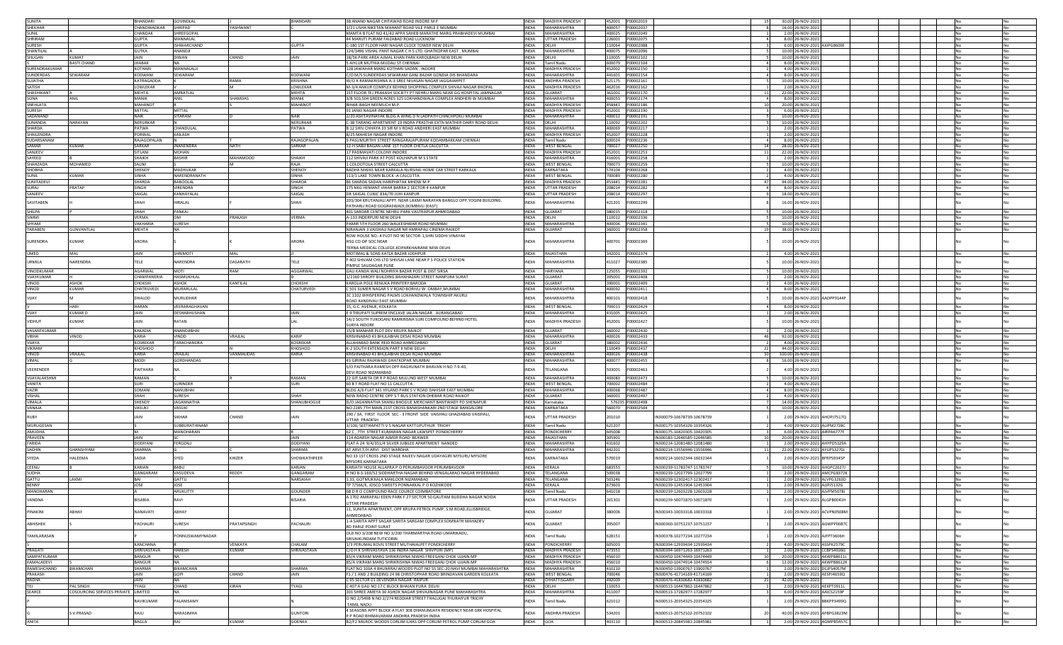| SUNITA | | BHANDARI | GOVINDLAL | | BHANDARI | 38 ANAND NAGAR CHITAWAD ROAD INDORE M P | INDIA | MADHYA PRADESH | 452001 | P00002019 | 15 | 30.00 | 26-NOV-2021 | | | | No | No |
|---|---|---|---|---|---|---|---|---|---|---|---|---|---|---|---|---|---|---|
| SHEKHAR | | CHANDWADKAR | SHRIPAD | YASHWANT | C | 1/21 USHA NIKETAN MAHANT ROAD VILE PARLE E MUMBAI | INDIA | MAHARASHTRA | 400057 | P00002037 | 8 | 16.00 | 26-NOV-2021 | | | | No | No |
| SUNIL | | CHANDAK | SHREEGOPAL | | | MAMTA B FLAT NO 41/42 APPA SAHEB MARATHE MARG PRABHADEVI MUMBAI | INDIA | MAHARASHTRA | 400025 | P00002049 | 1 | 2.00 | 26-NOV-2021 | | | | No | No |
| SHRIRAM | | GUPTA | MANNALAL | | | 44 MARUTI PURAM FAIZABAD ROAD LUCKNOW | INDIA | UTTAR PRADESH | 226001 | P00002075 | 4 | 8.00 | 26-NOV-2021 | | | | No | No |
| SURESH | | GUPTA | ISHWARCHAND | | GUPTA | C-180 1ST FLOOR HARI NAGAR CLOCK TOWER NEW DELHI | INDIA | DELHI | 110064 | P00002088 | 3 | 6.00 | 26-NOV-2021 | AXIPG8609E | | | No | No |
| SHANTILAL | | GUTKA | ANANDJI | | | 124/3496 VISHAL PANT NAGAR C H S LTD. GHATKOPAR EAST . MUMBAI | INDIA | MAHARASHTRA | 400075 | P00002096 | 5 | 10.00 | 26-NOV-2021 | | | | No | No |
| SHUGAN | KUMAT | JAIN | DIWAN | CHAND | JAIN | 18/56 PARK AREA AJMAL KHAN PARK KAROLBAGH NEW DELHI | INDIA | DELHI | 110005 | P00002102 | 5 | 10.00 | 26-NOV-2021 | | | | No | No |
| SHANTI | BASTI CHAND | JHABAK | NA | | | 5 AIYLUR MUTHIA MUDALI ST CHENNAI | INDIA | Tamil Nadu | 600079 | P00002104 | 4 | 8.00 | 26-NOV-2021 | | | | No | No |
| SURENDRAKUMAR | | KOTHARI | MANNALALJI | | | 128 JAWAHAR MARG KOTHARI SADAN . INDORE | INDIA | MADHYA PRADESH | 452002 | P00002150 | 2 | 4.00 | 26-NOV-2021 | | | | No | No |
| SUNDERDAS | SEWARAM | KODWANI | SEWARAM | | KODWANI | C/O M/S SUNDERDAS SEWARAM GANJ BAZAR GONDIA DIS BHANDARA | INDIA | MAHARASHTRA | 441601 | P00002154 | 4 | 8.00 | 26-NOV-2021 | | | | No | No |
| SUJATHA | | KATRAGADDA | K | RAMA | KRISHNA | W/O K RAMAKRISHNA A-3-SREE NIVASAN NAGAR JAGGAIAHPET | INDIA | ANDHRA PRADESH | 521175 | P00002161 | 5 | 10.00 | 26-NOV-2021 | | | | No | No |
| SATISH | | LOWLEKAR | V | M | LOWLEKAR | M-5/4 ANKUR COMPLEX BEHIND SHOPPING COMPLEX SHIVAJI NAGAR BHOPAL | INDIA | MADHYA PRADESH | 462016 | P00002162 | 1 | 2.00 | 26-NOV-2021 | | | | No | No |
| SHASHIKANT | | MEHTA | AMRATLAL | | MEHTA | 1ST FLOOR TEJ PRAKASH SOCIETY PT NEHRU MARG NEAR GG HOSPITAL JAMNAGAR | INDIA | GUJARAT | 361001 | P00002170 | 11 | 22.00 | 26-NOV-2021 | | | | No | No |
| SONA | ANIL | MANIK | ANIL | SHAMDAS | MANIK | 3/B 503,504 GREEN ACRES 325 LOKHANDWALA COMPLEX ANDHERI W MUMBAI | INDIA | MAHARASHTRA | 400053 | P00002174 | 4 | 8.00 | 26-NOV-2021 | | | | No | No |
| SNEHLATA | | MAHANOT | R | | MAHANOT | BIHAR-BAGH NEEMUCH M.P. | INDIA | MADHYA PRADESH | 458441 | P00002186 | 10 | 20.00 | 26-NOV-2021 | | | | No | No |
| SURESH | | MITTAL | MITTAL | | | 91 JANKI NAGAR INDORE | INDIA | MADHYA PRADESH | 452001 | P00002190 | 3 | 6.00 | 26-NOV-2021 | | | | No | No |
| SADANAND | | NAIK | SITARAM | D | NAIK | 2/20 ASHTAVINAYAK BLDG A WING D N LADPATH CHINCHPOKLI MUMBAI | INDIA | MAHARASHTRA | 400012 | P00002191 | 5 | 10.00 | 26-NOV-2021 | | | | No | No |
| SUNANDA | NARAYAN | NERURKAR | N | | NERURKAR | C-38 TARANG APARTMENT 19 INDRA PRASTHA EXTN MATHER DAIRY ROAD DELHI | INDIA | DELHI | 110092 | P00002202 | 5 | 10.00 | 26-NOV-2021 | | | | No | No |
| SHARDA | | PATWA | CHANDULAL | | PATWA | B 12 SHIV CHHAYA 33 SIR M V ROAD ANDHERI EAST MUMBAI | INDIA | MAHARASHTRA | 400069 | P00002217 | 1 | 2.00 | 26-NOV-2021 | | | | No | No |
| SHAILENDRA | | PORWAL | KAILASH | | | 8/25 MAHESH NAGAR INDORE | INDIA | MADHYA PRADESH | 452007 | P00002228 | 1 | 2.00 | 26-NOV-2021 | | | | No | No |
| SUDARSANAM | | RAJAGOPALAN | N | | RAJAGOPALAN | 9 PASUMURTHY STREET RANGARAJAPURAM KODAMBAKKAM CHENNAI | INDIA | Tamil Nadu | 600024 | P00002236 | 4 | 8.00 | 26-NOV-2021 | | | | No | No |
| SAMAR | KUMAR | SARKAR | JNANENDRA | NATH | SARKAR | 12-H SABJI BAGAN LANE 1ST FLOOR CHETLA CALCUTTA | INDIA | WEST BENGAL | 700027 | P00002250 | 14 | 28.00 | 26-NOV-2021 | | | | No | No |
| SANJEEV | | SITLANI | MOHAN | | | 17 PADMAVATI COLONY INDORE | INDIA | MADHYA PRADESH | 452001 | P00002253 | 11 | 22.00 | 26-NOV-2021 | | | | No | No |
| SAYEED | | SHAIKH | BASHIR | MAHAMOOD | SHAIKH | 112 SHIVAJI PARK AT POST KOLHAPUR M S STATE | INDIA | MAHARASHTRA | 416001 | P00002258 | 1 | 2.00 | 26-NOV-2021 | | | | No | No |
| SHAHZADA | MOHAMED | SALIM | S | M | RAJA | 1 COLOOTOLA STREET CALCUTTA | INDIA | WEST BENGAL | 700073 | P00002259 | 5 | 10.00 | 26-NOV-2021 | | | | No | No |
| SHOBHA | | SHENOY | MADHUKAR | | SHENOY | RADHA NIWAS NEAR KARKALA NURSING HOME CAR STREET KARKALA | INDIA | KARNATAKA | 574104 | P00002268 | 2 | 4.00 | 26-NOV-2021 | | | | No | No |
| SUNIL | KUMAR | SINHA | NARENDRANATH | | SINHA | 113/1 LAKE TOWN BLOCK -A CALCUTTA | INDIA | WEST BENGAL | 700089 | P00002280 | 2 | 4.00 | 26-NOV-2021 | | | | No | No |
| SUNITADEVI | | SHARDA | BABOOLAL | | SHARDA | 86 SHARDA SADAN HARIPHATAK MHOW M P | INDIA | MADHYA PRADESH | 453441 | P00002281 | 47 | 94.00 | 26-NOV-2021 | | | | No | No |
| SURAJ | PRATAP | SINGH | VIRENDRA | | SINGH | 175 MIG HEMANT VIHAR BARRA 2 SECTOR 4 KANPUR | INDIA | UTTAR PRADESH | 208014 | P00002282 | 4 | 8.00 | 26-NOV-2021 | | | | No | No |
| SANJEEV | | SAIGAL | KANHAYALAL | | SAIGAL | DR SAIGAL CLINIC 83A/70 JUHI KANPUR | INDIA | UTTAR PRADESH | 208014 | P00002297 | 9 | 18.00 | 26-NOV-2021 | | | | No | No |
| SAVITABEN | | SHAH | HIRALAL | | SHAH | 203/304 KRUTANJALI APPT. NEAR LAXMI NARAYAN BANGLO OPP.YOGINI BUILDING. PATHARLI ROAD GOGRASWADI,DOMBIVLI (EAST) | INDIA | MAHARASHTRA | 421201 | P00002299 | 8 | 16.00 | 26-NOV-2021 | | | | No | No |
| SHILPA | | SHAH | PANKAJ | | | 401 SARDAR CENTRE NEHRU PARK VASTRAPUR AHMEDABAD | INDIA | GUJARAT | 380015 | P00002318 | 5 | 10.00 | 26-NOV-2021 | | | | No | No |
| SIMMI | | VERMA | OM | PRAKASH | VERMA | A-133 INDERPURI NEW DELHI | INDIA | DELHI | 110012 | P00002336 | 5 | 10.00 | 26-NOV-2021 | | | | No | No |
| SHYAM | | VAKHARIA | SURESH | | | PAMIR 5TH FLOOR 260 WALKESHWAR ROAD MUMBAI | INDIA | MAHARASHTRA | 400006 | P00002341 | 5 | 10.00 | 26-NOV-2021 | | | | No | No |
| TARABEN | GUNVANTLAL | MEHTA | NA | | | NIRANJAN 3 VAISHALI NAGAR NR AMRAPALI CINEMA RAJKOT | INDIA | GUJARAT | 360001 | P00002358 | 19 | 38.00 | 26-NOV-2021 | | | | No | No |
| SURENDRA | KUMAR | ARORA | S | K | ARORA | ROW HOUSE NO.-4 PLOT NO 90 SECTOR-1,SHRI SIDDHI VINAYAK HSG.CO-OP SOC NEAR TERNA MEDICAL COLLEGE,KOPARKHAIRANE NEW DELHI | INDIA | MAHARASHTRA | 400701 | P00002369 | 5 | 10.00 | 26-NOV-2021 | | | | No | No |
| UMED | MAL | JAIN | SHRIMOTI | MAL | JI | MOTIMAL & SONS KATLA BAZAR JODHPUR | INDIA | RAJASTHAN | 342001 | P00002374 | 2 | 4.00 | 26-NOV-2021 | | | | No | No |
| URMILA | NARENDRA | TELE | NARENDRA | DASARATH | TELE | F 402 SHIVAM CHS LTD SHIVSAI LANE NEAR P S POLICE STATION PIMPLE SAUDAGAR PUNE | INDIA | MAHARASHTRA | 411027 | P00002385 | 5 | 10.00 | 26-NOV-2021 | | | | No | No |
| VINODKUMAR | | AGARWAL | MOTI | RAM | AGGARWAL | GALI KANDA WALI NOHRIYA BAZAR POST & DIST SIRSA | INDIA | HARYANA | 125055 | P00002392 | 5 | 10.00 | 26-NOV-2021 | | | | No | No |
| VIJAYKUMAR | | CHAMPANERIA | HASMUKHLAL | | | 1/1160 SHROFF BUILDING BAHADARJI STREET NANPURA SURAT | INDIA | GUJARAT | 395001 | P00002408 | 1 | 2.00 | 26-NOV-2021 | | | | No | No |
| VINOD | ASHOK | CHOKSHI | ASHOK | KANTILAL | CHOKSHI | KAROLIA POLE RENUKA PRINTERY BARODA | INDIA | GUJARAT | 390001 | P00002409 | 2 | 4.00 | 26-NOV-2021 | | | | No | No |
| VINOD | KUMAR | CHATRUVEDI | MURARILAL | | CHATURVEDI | C 501 SUMER NAGAR S V ROAD BORIVLI W ,DMBAY,MUMBAI | INDIA | MAHARASHTRA | 400092 | P00002411 | 4 | 8.00 | 26-NOV-2021 | | | | No | No |
| VIJAY | M | DHALOD | MURLIDHAR | | | 3C 1102 WHISPERING PALMS LOKHANDWALA TOWNSHIP AKURLI ROAD KANDIVALI EAST MUMBAI | INDIA | MAHARASHTRA | 400101 | P00002418 | 5 | 10.00 | 26-NOV-2021 | AADPP9144P | | | No | No |
| V | HARI | HARAN | VEERARAGHAVAN | | | 15, G.C.AVENUE, KOLKATA | INDIA | WEST BENGAL | 700013 | P00002424 | 4 | 8.00 | 26-NOV-2021 | | | | No | No |
| VIJAY | KUMAR D | JAIN | DESHABHUSHAN | | JAIN | E 9 TIRUPATI SUPREM ENCLAVE JALAN NAGAR . AURANGABAD | INDIA | MAHARASHTRA | 431005 | P00002425 | 1 | 2.00 | 26-NOV-2021 | | | | No | No |
| VIDHUT | KUMAR | JAIN | RATAN | | LAL | 14/2 SOUTH TUKOGANJ RAMKRISNA SURI COMPOUND BEHIND HOTEL SURYA INDORE | INDIA | MADHYA PRADESH | 452001 | P00002427 | 5 | 10.00 | 26-NOV-2021 | | | | No | No |
| VASANTKUMAR | | KAKADIA | ANANDJIBHAI | | | 15/B MANHAR PLOT DEV KRUPA RAJKOT | INDIA | GUJARAT | 360002 | P00002430 | 1 | 2.00 | 26-NOV-2021 | | | | No | No |
| VIBHA | VINOD | KARIA | VINOD | VRAJLAL | KARIP | KRISHNABAG 43 BHULABHAI DESAI ROAD MUMBAI | INDIA | MAHARASHTRA | 400026 | P00002433 | 46 | 92.00 | 26-NOV-2021 | | | | No | No |
| VIJAYA | | KOSREKAR | TARACHANDRA | | KOSREKAR | ALLAHABAD BANK REID ROAD AHMEDABAD | INDIA | GUJARAT | 380002 | P00002436 | 2 | 4.00 | 26-NOV-2021 | | | | No | No |
| VIKRAM | | KHOSHOO | | | KHOSHOO | K-2 SOUTH EXTENSION PART II NEW DELHI | INDIA | DELHI | 110049 | P00002437 | 22 | 44.00 | 26-NOV-2021 | | | | No | No |
| VINOD | VRAJLAL | KARIA | VRAJLAL | VANMALIDAS | KARIA | KRISHNABAG 43 BHULABHAI DESAI ROAD MUMBAI | INDIA | MAHARASHTRA | 400026 | P00002438 | 50 | 100.00 | 26-NOV-2021 | | | | No | No |
| VIMAL | G | MODI | GORDHANDAS | | | 43 GIRIRAJ RAJAWADI GHATKOPAR MUMBAI | INDIA | MAHARASHTRA | 400077 | P00002455 | 8 | 16.00 | 26-NOV-2021 | | | | No | No |
| VEERENDER | | PAITHARA | NA | | | S/O PAITHARA RAMESH OPP RAGHUNATH BHAVAN H NO 7-9-40, DEVI ROAD NIZAMABAD | INDIA | TELANGANA | 503001 | P00002463 | 2 | 4.00 | 26-NOV-2021 | | | | No | No |
| VIJAYALAKSHMI | | RAMAN | C | R | RAMAN | 22 GIT SARITA DR R P ROAD MULUND WEST MUMBAI | INDIA | MAHARASHTRA | 400080 | P00002473 | 5 | 10.00 | 26-NOV-2021 | | | | No | No |
| VANITA | | SURI | SURINDER | | SURI | 60 B T ROAD FLAT NO 11 CALCUTTA | INDIA | WEST BENGAL | 700002 | P00002484 | 2 | 4.00 | 26-NOV-2021 | | | | No | No |
| VAZIR | | SOMANI | NANUBHAI | | | BLDG A/6 FLAT 341 HYLAND PARK S V ROAD DAHISAR EAST MUMBAI | INDIA | MAHARASHTRA | 400068 | P00002487 | 4 | 8.00 | 26-NOV-2021 | | | | No | No |
| VISHAL | | SHAH | SURESH | | SHAH | NEW RADIO CENTRE OPP S T BUS STATION DHEBAR ROAD RAJKOT | INDIA | GUJARAT | 360001 | P00002497 | 2 | 4.00 | 26-NOV-2021 | | | | No | No |
| VIMALA | | SHENOY | JAGANNATHA | | SHANUBHOGUE | D/O JAGANNATHA SHANU BHOGUE MERCHANT BANTWADY PO SHENAPUR | INDIA | Karnataka | 576235 | P00002498 | 7 | 14.00 | 26-NOV-2021 | | | | No | No |
| VANAJA | | VASUKI | VASUKI | | | NO 2285 7TH MAIN 21ST CROSS BANASHANKARI 2ND STAGE BANGALORE | INDIA | KARNATAKA | 560070 | P00002504 | 5 | 10.00 | 26-NOV-2021 | | | | No | No |
| RUBY | | JAIN | SIKHAR | CHAND | JAIN | 290 / 3A , FIRST FLOOR SEC - 3 FRONT SIDE VAISHALI GHAZIABAD VAISHALI, UTTAR PRADESH | INDIA | UTTAR PRADESH | 201010 | IN300079-10678739-10678739 | 1 | 2.00 | 29-NOV-2021 | AHQPJ7517Q | | | No | No |
| MURUGESAN | | S | SUBBURATHINAM | | | 3/100, SEETHAPATTI V S NAGAR KATTUPUTHUR TRICHY | INDIA | Tamil Nadu | 621207 | IN300175-10354326-10354326 | 2 | 4.00 | 29-NOV-2021 | AUPM2728C | | | No | No |
| AMUDHA | | M | MANOHARAN | | | 62 C , 7TH STREET KUMARAN NAGAR LAWSPET PONDICHERRY | INDIA | PONDICHERRY | 605008 | IN300175-10420305-10420305 | 3 | 6.00 | 29-NOV-2021 | ARFA6777F | | | No | No |
| PRAVEEN | | JAIN | SC | | JAIN | 114 ADARSH NAGAR AJMER ROAD BEAWER | INDIA | RAJASTHAN | 305901 | IN300183-12646585-12646585 | 10 | 20.00 | 29-NOV-2021 | | | | No | No |
| FARIDA | | DODIYANI | FEROZALI | | DODIYANI | FLAT A 24 9/4/351/4 SILVER JUBILEE APARTMENT NANDED | INDIA | MAHARASHTRA | 431602 | IN300214-12083480-12083480 | 1 | 2.00 | 29-NOV-2021 | AHYPD5329A | | | No | No |
| SACHIN | GHANSHYAM | SHARMA | G | | SHARMA | AT ARVI,T/H ARVI DIST WARDHA | INDIA | MAHARASHTRA | 442201 | IN300214-13556946-13556946 | 11 | 22.00 | 29-NOV-2021 | AYUPS3270J | | | No | No |
| SYEDA | HALEEMA | SADIA | SYED | KHIZER | SHOWKATHPEER | NO 33 1ST CROSS 2ND STAGE RAJEEV NAGAR UDAYAGIRI MYSURU MYSORE MYSORE,KARNATAKA | INDIA | KARNATAKA | 570019 | IN300214-16032344-16032344 | 1 | 2.00 | 29-NOV-2021 | BFRPS9345P | | | No | No |
| CEENU | | KARIAN | BABU | | KARIAN | KARIATH HOUSE ALLAPRA P O PERUMBAVOOR PERUMBAVOOR | INDIA | KERALA | 683553 | IN300239-11783747-11783747 | 5 | 10.00 | 29-NOV-2021 | AHGPC2627J | | | No | No |
| SUDHA | | GANGARAM | VASUDEVA | REDDY | GANGARAM | H NO 8-3-169/12 SIDDHARTHA NAGAR BEHIND VENGALARAO NAGAR HYDERABAD | INDIA | TELANGANA | 500038 | IN300239-12027799-12027799 | 1 | 2.00 | 29-NOV-2021 | HMCPG8372B | | | No | No |
| GATTU | LAKMI | BAI | GATTU | | NARSAIAH | 1.33, GOTMUKKALA MAKLOOR NIZAMABAD | INDIA | TELANGANA | 503246 | IN300239-12302417-12302417 | 1 | 2.00 | 29-NOV-2021 | ALVPG3263D | | | No | No |
| BENNY | | JOSE | JOSE | | | TP 7/566/E, JOSCO SWEETS PUNNAKKAL P O KOZHIKODE | INDIA | KERALA | 673603 | IN300239-12451904-12451904 | 1 | 2.00 | 29-NOV-2021 | AIJPJ5132G | | | No | No |
| MANOHARAN | | | ARUKUTTY | | GOUNDER | 68 D R O COMPOUND RACE COURCE COIMBATORE | INDIA | Tamil Nadu | 641018 | IN300239-12603228-12603228 | 1 | 2.00 | 29-NOV-2021 | AJVPM5078J | | | No | No |
| VANDNA | | BISARIA | RAVI | | BISARIA | A 1702 AMRAPALI EDEN PARK F 27 SECTOR 50 GAUTAM BUDDHA NAGAR NOIDA UTTAR PRADESH | INDIA | UTTAR PRADESH | 201301 | IN300239-50071870-50071870 | 1 | 2.00 | 29-NOV-2021 | ALGPB0041H | | | No | No |
| PINAKINI | ABHAY | NANAVATI | ABHAY | | | 11, SUNITA APARTMENT, OPP KRUPA PETROL PUMP, S.M.ROAD,ELLISBRIDGE, AHMEDABAD. | INDIA | GUJARAT | 380006 | IN300343-10033318-10033318 | 1 | 2.00 | 29-NOV-2021 | ACVPN0508M | | | No | No |
| ABHISHEK | S | PACHAURI | SURESH | PRATAPSINGH | PACHAURI | 1-A SARITA APPT SAGAR SARITA SARGAM COMPLEX SOMNATH MAHADEV RD PARLE POINT SURAT | INDIA | GUJARAT | 395007 | IN300360-10751237-10751237 | 1 | 2.00 | 29-NOV-2021 | AGWPP0087C | | | No | No |
| TAMILARASAN | | | PONNUSWAMYNADAR | | | OLD NO 3/208 NEW NO 3/200 THARMARTHA ROAD UMARIKADU, SRIVAIKUNDAM TUTICORIN | INDIA | Tamil Nadu | 628151 | IN300378-10277234-10277234 | 1 | 2.00 | 29-NOV-2021 | AJFPT3606H | | | No | No |
| | KANCHANA | | R | VENKATA | CHALAM | 1/3 PERUMAL KOVIL STREET MUTHAILAPET PONDICHERRY | INDIA | PONDICHERRY | 605003 | IN300394-12939434-12939434 | 1 | 2.00 | 29-NOV-2021 | ASSPK2579C | | | No | No |
| PRAGATI | | SHRIVASTAVA | HARESH | KUMAR | SHRIVASTAVA | C/O H K SHRIVASTAVA 156 INDRA NAGAR SHIVPURI (MP) | INDIA | MADHYA PRADESH | 473551 | IN300394-16971263-16971263 | 1 | 2.00 | 29-NOV-2021 | CCBPS4926G | | | No | No |
| SAMPATKUMAR | | BANGUR | NA | | | 85/A VIKRAM MARG SHRIKRISHNA NIWAS FREEGANJ CHOK UJJAIN MP | INDIA | MADHYA PRADESH | 456010 | IN300450-10474449-10474449 | 10 | 20.00 | 29-NOV-2021 | AKWPB8611L | | | No | No |
| KAMALADEVI | | BANGUR | NA | | | 85/A VIKRAM MARG SHRIKRISHNA NIWAS FREEGANJ CHOK UJJAIN MP | INDIA | MADHYA PRADESH | 456010 | IN300450-10474914-10474914 | 6 | 12.00 | 29-NOV-2021 | AKWPB8612K | | | No | No |
| RAMESHCHAND | BIKAMCHAN | SHARMA | BIKAMCHAN | | SHARMA | FLAT NO 103A 4 BHUMIRAJ WOODS PLOT NO 55 SEC-20 NAVI MUMBAI MAHARASHTRA | INDIA | MAHARASHTRA | 410210 | IN300450-13900767-13900767 | 1 | 2.00 | 29-NOV-2021 | DCIPS4057M | | | No | No |
| PRAKASH | | JAIN | GOPI | CHAND | JAIN | F1 / 1 AND 2 BUILDING 24 98 CHRISTOPHAR ROAD BRINDAVAN GARDEN KOLKATA | INDIA | WEST BENGAL | 700046 | IN300476-41714169-41714169 | 1 | 2.00 | 29-NOV-2021 | AESPJ4659Q | | | No | No |
| RADHA | | JAIN | NA | | | C 95 SECTOR 01 DEVENDRA NAGAR RAIPUR | INDIA | CHHATTISGARH | 492009 | IN300476-41830682-41830682 | 21 | 42.00 | 29-NOV-2021 | | | | No | No |
| TEJ | PAL SINGH | TYAGI | CHAND | KIRAN | TYAGI | C 407 A GALI NO 17 C BLOCK BHAJAN PURA DELHI | INDIA | DELHI | 110053 | IN300513-16447862-16447862 | 1 | 2.00 | 29-NOV-2021 | AEXPT0911L | | | No | No |
| SEARCE | COSOURCING SERVICES PRIVATE | LIMITED | NA | | | 101 SHREE AMEYA 30 ASHOK NAGAR SHIVAJINAGAR PUNE MAHARASHTRA | INDIA | MAHARASHTRA | 411007 | IN300513-17282977-17282977 | 3 | 6.00 | 29-NOV-2021 | AAICS2159P | | | No | No |
| P | | RAVIKUMAR | PALANISAMY | | | D NO 2/54IB N NO 2/274 REDDIAR STREET THALUGAI THURAIYUR TRICHY TAMIL NADU | INDIA | Tamil Nadu | 621012 | IN300513-20354325-20354325 | 1 | 2.00 | 29-NOV-2021 | BBKPP5499Q | | | No | No |
| G | S V PRASAD | RAJU | NARASIMHA | | GUNTORI | 4 SEASONS APPT BLOCK A FLAT 308 DHANUMIAYA RESIDENCY NEAR GRK HOSPITAL P P ROAD BHIMAVARAM ANDHRA PRADESH INDIA | INDIA | ANDHRA PRADESH | 534201 | IN300513-20752102-20752102 | 20 | 40.00 | 29-NOV-2021 | APFBG3823M | | | No | No |
| ANITA | | BAGLA | RAJ | KUMAR | GOENKA | 82/F2 MILROC WOODS CORLIM ILHAS OPP CORLIM PETROL PUMP CORLIM GOA | INDIA | GOA | 403110 | IN300513-20845981-20845981 | 1 | 2.00 | 29-NOV-2021 | AGMPB5457C | | | No | No |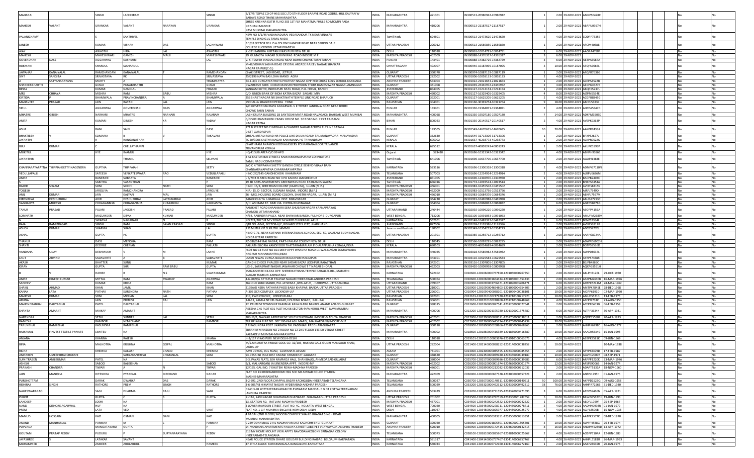| | | | | | | | | | | | | | | | | | | | | |
|---|---|---|---|---|---|---|---|---|---|---|---|---|---|---|---|---|---|---|---|---|
| MAHARAJ | | SINGH | LACHHIRAM | | SINGH | 8/17/5 TOPAZ CO OP HSG SOC LTD 5TH FLOOR BARAVE ROAD GODREJ HILL KALYAN W BARAVE ROAD THANE MAHARASHTRA | INDIA | MAHARASHTRA | | 421301 | IN300513-20980942-20980942 | 1 | 2.00 | 29-NOV-2021 | AMKPS0428C | | | | No | No |
| MAHESH | VASANT | URANKAR | VASANT | NARAYAN | URANKAR | SHREE KRISHNA KUTIR FL NO 303 1ST FLR MAHATMA PHULE RD MOMIN PADA NR SHANI MANDIR NAVI MUMBAI MAHARASHTRA | INDIA | MAHARASHTRA | | 410206 | IN300513-21187517-21187517 | 1 | 2.00 | 29-NOV-2021 | ABAPU0957H | | | | No | No |
| PALANICHAMY | | | SAKTHIVEL | | | NEW NO 8/1/45 VADAMADURAI VEDASANDUR TK NEAR VINAYAK TEMPLE DINDIGUL TAMIL NADU | INDIA | Tamil Nadu | | 624801 | IN300513-21473620-21473620 | 2 | 4.00 | 29-NOV-2021 | CODPP7335E | | | | No | No |
| DINESH | | KUMAR | VISHAN | DAS | LACHHWANI | B 1/33 SECTOR D1 L D A COLONY KANPUR ROAD NEAR SPRING DALE COLLEGE LUCKNOW UTTAR PRADESH | INDIA | UTTAR PRADESH | | 226012 | IN300513-21589850-21589850 | 1 | 2.00 | 29-NOV-2021 | AFCPK4068B | | | | No | No |
| AJAY | | AWASTHI | HIRA | LAL | AWASTHI | K -331 KANGRA NIKETAN VIKAS PURI NEW DELHI | INDIA | DELHI | | 110018 | IN300861-10014781-10014781 | 3 | 6.00 | 29-NOV-2021 | AAGPA4788F | | | | No | No |
| MAHESH | | MAHESHWARI | GANESH | MALJI | MAHESHWARI | 19 GUMASTA NAGAR SUKHNIWAS ROAD INDORE M P | INDIA | MADHYA PRADESH | | 452009 | IN300888-14376317-14376317 | 3 | 6.00 | 29-NOV-2021 | | | | | No | No |
| GOVERDHAN | DASS | AGGARWAL | KASHMIRI | | LAL | V. K. TOWER JANDIALA ROAD NEAR BOHRI CHOWK TARN TARAN | INDIA | PUNJAB | | 143401 | IN300888-14382729-14382729 | 3 | 6.00 | 29-NOV-2021 | ABTPA3587A | | | | No | No |
| RUKMANI | | SHARDUL | SUSHARDUL | | | M-48,VIDHAN SABHA ROAD CRYSTAL ARCADE RAJEEV NAGAR SHANKAR NAGAR RAIPUR(C.G.) | INDIA | CHHATTISGARH | | 492007 | IN300940-10187095-10187095 | 5 | 10.00 | 29-NOV-2021 | ATQPS9665L | | | | No | No |
| JAWAHAR | KANAIYALAL | RAMCHANDANI | KANAIYALAL | | RAMCHANDANI | CHAKI STREET, LADI ROAD, JETPUR. | INDIA | GUJARAT | | 360370 | IN300974-10887119-10887119 | 1 | 2.00 | 29-NOV-2021 | AFQPR7638G | | | | No | No |
| SMT | SANGITA | SRIVASTAVA | RK | | SRIVASTAVA | 25/219B MAYA BAS LOHA MANDI AGRA | INDIA | UTTAR PRADESH | | 282002 | IN301006-10058133-10058133 | 2 | 4.00 | 29-NOV-2021 | | | | | No | No |
| | SATYANARAYANA | MURTY | A | | THAMMAYYA | 64-1-4/5 DURGAYYATHOTA PRATHAP NAGAR OPP RED CROSS BOYS SCHOOL KAKINADA | INDIA | ANDHRA PRADESH | | 533004 | IN301022-21021653-21021653 | 1 | 2.00 | 29-NOV-2021 | ACEPA8522B | | | | No | No |
| SHANKERBHARTHI | | GOSAI | PUNABHARTHI | | GOSAI | DWARKESH PARK 4 NEAR MANSHI PROVISION STORS RAMESHWAR NAGAR JAMNAGAR | INDIA | GUJARAT | | 361008 | IN301039-24440972-24440972 | 2 | 4.00 | 29-NOV-2021 | AEDPG4527K | | | | No | No |
| BINAY | | KUMAR | NANDLAL | | PRASAD | SANGAM KOTHI, INDRAPURI RATU ROAD, P.O.- HEHAL, RANCHI | INDIA | JHARKHAND | | 834005 | IN301127-15214154-15214154 | 1 | 2.00 | 29-NOV-2021 | ABQPK5237L | | | | No | No |
| MRS | CHHAYA | MISHRA | RAM | BABU | MISHRA | C/O UNION BANK OF INDIA KATRA BAZAR SAGAR (MP) | INDIA | MADHYA PRADESH | | 470002 | IN301127-16329405-16329405 | 4 | 8.00 | 29-NOV-2021 | AIZPM5534E | | | | No | No |
| KIRTIDA | | BHAMWALA | PRAVINCHANDRA | | BHAMWALA | 256 SHAKTINAGAR NR SHAKTINATH TEMPLE LINK ROAD BHARUCH | INDIA | GUJARAT | | 392001 | IN301127-16625205-16625205 | 2 | 4.00 | 29-NOV-2021 | ACGPB8845G | | | | No | No |
| MAHAVEER | PRASAD | JAIN | RATAN | LAL | JAIN | MOHALLA SHAGIRDH PESHA TONK | INDIA | RAJASTHAN | | 304001 | IN301160-30391254-30391254 | 9 | 18.00 | 29-NOV-2021 | ABHPJ5383K | | | | No | No |
| VIPUL | | AGGARWAL | GOVERDHAN | DASS | AGGARWAL | S/O GOVERDHAN DASS AGGARWAL V K TOWER JANDIALA ROAD NEAR BOHRI CHOWK TARN TARAN | INDIA | PUNJAB | | 143401 | IN301330-19364071-19364071 | 2 | 4.00 | 29-NOV-2021 | AHCPA5347D | | | | No | No |
| MHATRE | GIRISH | NARHARI | MHATRE | NARHARI | RAJARAM | LABH KRUPA BUILDING 18 SANTOSHI MATA ROAD NAVAGAON DAHISAR WEST MUMBAI | INDIA | MAHARASHTRA | | 400068 | IN301330-19507180-19507180 | 7 | 14.00 | 29-NOV-2021 | ADKPM3503D | | | | No | No |
| ANITA | | KUMARI | DINESH | KR | YADAV | C/O SHRI RAMASHISH YADAV HOUSE NO. 30 ROAD NO. 2 EXT RAJBANSI NAGAR PATNA | INDIA | BIHAR | | 800023 | IN301330-20140517-20140517 | 2 | 4.00 | 29-NOV-2021 | AVEPK9363P | | | | No | No |
| ASHA | | RANI | SAIN | | DASS | 171 B STREET NO CI MOHALLA CHANDER NAGAR ACROSS RLY LINE BATALA DISTT GURDASPUR | INDIA | PUNJAB | | 143505 | IN301549-14670635-14670635 | 10 | 20.00 | 29-NOV-2021 | AAKPR7433A | | | | No | No |
| BHAKTIBEN | | SOMAIYA | V | | TAKAVANI | SHITAL MITADI ROAD NR POLICE LINE DI JUNAGADH TAL MANAVADAR MANAVADAR | INDIA | GUJARAT | | 362630 | IN301549-31713306-31713306 | 1 | 2.00 | 29-NOV-2021 | BPXPS2627L | | | | No | No |
| JAYANTHI | | R | RANGANATHAN | | | TC 20/3006 SASTHA NAGAR KARAMANA PO TRIVANDRUM | INDIA | KERALA | | 695002 | IN301637-40238773-40238773 | 1 | 2.00 | 29-NOV-2021 | ACKPR0522Q | | | | No | No |
| BIJU | KUMAR | | CHELLATHAMPI | | | CHAITHRAM ANAMON KOOVALASSERY PO MARANALLOOR TRIVANDR TRIVANDRUM KERALA | INDIA | KERALA | | 695512 | IN301637-40801243-40801243 | 1 | 2.00 | 29-NOV-2021 | AKUPK1893P | | | | No | No |
| MUKITUL | | HYE | INAMUL | | HYE | HQ 41 SUB AREA C/O 99 APO | INDIA | Gujarat | | 383430 | IN301696-10323342-10323342 | 2 | 4.00 | 29-NOV-2021 | ABNPH9386E | | | | No | No |
| JAYANTHIR | | | THAMIL | | SELVANS | 8 A1 KASTURIBAI STREET2 RAMAKRISHNAPURAM COIMBATORE TAMIL NADU COIMBATORE | INDIA | Tamil Nadu | | 641006 | IN301696-10637700-10637700 | 1 | 2.00 | 29-NOV-2021 | AGOPJ1483E | | | | No | No |
| CHANNARAYAPATNA | THIPPIAHSETTY NAGENDRA | GUPTHA | THIPPAIAH | | SETTY | S/O C N THIPPAIAH SHETTY GANDHI CIRCLE BEHIND VIJAYA BANK CHANNARAYAPATNA CHANNARAYAPATNA | INDIA | KARNATAKA | | 573116 | IN301696-11300318-11300318 | 2 | 4.00 | 29-NOV-2021 | ADMPG7110N | | | | No | No |
| VEDULLAPALLI | | SATEESH | VENKATESWARA | RAO | VEDULLAPALLI | H NO 2/2/145 GANDHICHOWK KHAMMAM | INDIA | TELANGANA | | 507003 | IN301696-12234914-12234914 | 2 | 4.00 | 29-NOV-2021 | AURPV6636M | | | | No | No |
| ANITA | | BANERJEE | SUBRATA | | BANERJEE | L 5/79 B H AREA ROAD NO 3 PO KADMA JAMSHEDPUR | INDIA | JHARKHAND | | 831005 | IN301696-12302970-12302970 | 1 | 2.00 | 29-NOV-2021 | BACPB3404C | | | | No | No |
| S | | SABITHA | VASANTHAN | | | 19 3D ARRS APARTMENTS GREENWAYS ROAD FAIRLANDS SALEM | INDIA | Tamil Nadu | | 636016 | IN301774-12093514-12093514 | 1 | 2.00 | 29-NOV-2021 | BNEPS6454A | | | | No | No |
| RADHE | SHYAM | SONI | SIDDH | NATH | SONI | H.NO. 15/2, SHREERAM COLONY (KASRURA), UJJAIN (M.P.) | INDIA | MADHYA PRADESH | | 456001 | IN301983-10455502-10455502 | 1 | 2.00 | 29-NOV-2021 | AVOPS8415N | | | | No | No |
| YOGESH | | JAROLIYA | RAMCHANDRA | | JAROLIYE | N.P.- 15, D- SECTOR, SUDAMA NAGAR, INDORE (M.P.) | INDIA | MADHYA PRADESH | | 452009 | IN301983-10513756-10513756 | 1 | 2.00 | 29-NOV-2021 | AIRPJ7349D | | | | No | No |
| ANIL | KUMAR | JAIN | KALYAN | MAL | JAIN | 26 - MIG, HOUSING BOARD COLONY, SHASTRI NAGAR, UJJAIN (M.P.) | INDIA | MADHYA PRADESH | | 456010 | IN301983-10684376-10684376 | 1 | 2.00 | 29-NOV-2021 | ABNPJ7567M | | | | No | No |
| HIRENBHAI | DESHURBHAI | AHIR | DESHURBHAI | LATMANBHAI | AHIR | RANGHOLA TA. UMARALA DIST. BHAVNAGAR | INDIA | GUJARAT | | 364230 | IN301991-10465988-10465988 | 1 | 2.00 | 29-NOV-2021 | ABUPA7293C | | | | No | No |
| VAGHASIYA | MUKESH | CHHAGANBHAI | CHHAGANBHAI | KURJABHAI | VAGHASIYA | B/H. ASHRAM AT. NAVI VIA. CHITRA BHAVNAGAR | INDIA | GUJARAT | | 364004 | IN301991-10868852-10868852 | 3 | 6.00 | 29-NOV-2021 | AGPPV8478G | | | | No | No |
| TANUJ | PRASAD | PUJARI | JAGDISH | PRASAD | PUJARI | RANIKHET ROAD SHAANKARI SERA SHUBASH NAGAR KARNAPRAYAG CHAMOLI UTTARAKHAND | INDIA | UTTARAKHAND | | 246444 | IN302092-10096220-10096220 | 1 | 2.00 | 29-NOV-2021 | ASOPP4156A | | | | No | No |
| SOMNATH | | MAZUMDER | DIPAK | KUMAR | MAZUMDER | N/64, RABINDRA PALLY, NEAR SHANKAR BANDH, FULJHORE DURGAPUR | INDIA | WEST BENGAL | | 713206 | IN302105-10091053-10091053 | 1 | 2.00 | 29-NOV-2021 | AMUPM2689K | | | | No | No |
| N | | SWAPNA | NAGARAJU | | N | NO 221/207 SIR M V ROAD 24 WARD CHIKKABALLAPUR | INDIA | KARNATAKA | | 562101 | IN302148-10482327-10482327 | 3 | 6.00 | 29-NOV-2021 | BFNPS7334L | | | | No | No |
| RAJA | RAM PRASAD | SINGH | RAM | SAJAN PRASAD | SINGH | QTR NO- 1041, SECTOR-6/C, BOKARO STEEL CITY, JHARKHAND. | INDIA | JHARKHAND | | 827006 | IN302269-11128386-11128386 | 1 | 2.00 | 29-NOV-2021 | AVNPS3817K | | | | No | No |
| ASHOK | KUMAR | SHARMA | SHAM | | LAL | R D MUTHI V P O MUTHI JAMMU | INDIA | Jammu and Kashmir | | 180002 | IN302349-10354273-10354273 | 2 | 4.00 | 29-NOV-2021 | ADCPS9770J | | | | No | No |
| ACHAL | | GUPTA | PC | | GUPTA | H.NO-C-71, NEAR KOTHARI INTERNATIONAL SCHOOL, SEC- 50, GAUTAM BUDH NAGAR, NOIDA UTTAR PARDESH | INDIA | UTTAR PRADESH | | 201301 | IN302365-10256712-10256712 | 1 | 2.00 | 29-NOV-2021 | AARPG8724A | | | | No | No |
| THAKUR | | DASS | MENGHA | | RAM | RZ-686/14-F RAJ NAGAR, PART-I PALAM COLONY NEW DELHI | INDIA | DELHI | | 110045 | IN302566-10092295-10092295 | 1 | 2.00 | 29-NOV-2021 | ADWPD6902H | | | | No | No |
| SHANTI | | GEORGE | CHERIAN | | PALLATH | PALLATH GLORIA KANDIYOOR THATTARAMPALAM P O ALAPPUZHA KERALA,INDIA | INDIA | KERALA | | 690103 | IN302902-46034689-46034689 | 1 | 2.00 | 29-NOV-2021 | BGTPS8536D | | | | No | No |
| VANDANA | UDAY | DESHMUKH | H | | LAKHE | PLOT NO 13 FLAT NO 101 DEEP APPT WARDHA ROAD UJJWAL NAGAR SOMALWADA NAGPUR MAHARASHTRA,INDIA | INDIA | MAHARASHTRA | | 440025 | IN303028-57585982-57585982 | 1 | 2.00 | 29-NOV-2021 | ALHPD8637L | | | | No | No |
| LALIT | ARVIND | SADAVARTE | A | | SADAVARTE | LAXMI NIWAS DURGA NAGAR MALKAPUR MALKAPUR | INDIA | MAHARASHTRA | | 443101 | IN303116-10629584-10629584 | 1 | 2.00 | 29-NOV-2021 | AYRPS7438R | | | | No | No |
| AKASH | | BHATTER | SUNIL | | KUMAR | GANDHI CHOCK PHALODI NEAR SADAR BAZAR JODHPUR RAJASTHAN | INDIA | RAJASTHAN | | 342301 | IN303116-11307805-11307805 | 1 | 2.00 | 29-NOV-2021 | BEJPB4865C | | | | No | No |
| KIRAN | | GUPTA | SHRI | RAM BABU | GUPTA | LIG-6 , SARASWATI NAGAR JAWAHAR CHOWK T T NAGAR BHOPAL | INDIA | MADHYA PRADESH | | 462003 | IN303420-10009958-10009958 | 1 | 2.00 | 29-NOV-2021 | AQKPG5551H | | | | No | No |
| B | | HARISH | B | N S | VIJAYAKUMAR | MANJUSHREE NILAYA OPP. SHEREMATHANA TEMPLE PARALLEL RD., MARUTHI NAGAR TUMKUR-KARNATAKA | INDIA | KARNATAKA | | 572102 | C010600-1201060000767850-1201060000767850 | 1 | 2.00 | 26-NOV-2021 | ABLPH3126L | 29-OCT-1980 | | | No | No |
| ANITA | DINESH KUMAR | MITTAL | RAM | SWARUP | AGARWAL | 4-6-96/3/A ATTAPUR TEJASWI NAGAR HYDERABAD-ANDHRA PRADESH | INDIA | TELANGANA | | 500064 | C010600-1201060001654434-1201060001654434 | 1 | 2.00 | 26-NOV-2021 | AFAPM2640B | 16-MAR-1976 | | | No | No |
| SANJEEV | | KUMAR | KRIPA | | RAM | 267-OLD SUBJI MANDI, PUL JATWARA ,JWALAPUR, . HARDWAR-UTTARANCHAL | INDIA | UTTARAKHAND | | 249407 | C010600-1201060003706471-1201060003706471 | 3 | 6.00 | 26-NOV-2021 | ADTPK5241M | 28-MAY-1962 | | | No | No |
| SHAKIL | AHMAD | KHAN | JAMIL | | KHAN | 2196A/8 NEAR PATHHAR PHOD BABA KHAPAR BANDA-UTTAR PRADESH | INDIA | UTTAR PRADESH | | 210001 | C010600-1201060004654803-1201060004654803 | 1 | 2.00 | 26-NOV-2021 | AMTPK7845E | 28-DEC-1968 | | | No | No |
| KANAK | LATA | PATHAK | SURENDRA | NATH | PATHAK | A-305 OCR COMPLEX LUCKNOW-U.P | INDIA | UTTAR PRADESH | | 226001 | C010904-1201090400038101-1201090400038101 | 5 | 10.00 | 26-NOV-2021 | AIGPP6191D | 02-MAR-1960 | | | No | No |
| MAHESH | KUMAR | SONI | MOHAN | LAL | SONI | 113, PWD COLONY, JODHPUR-RAJ | INDIA | RAJASTHAN | | 342001 | C012101-1201210100217920-1201210100217920 | 5 | 10.00 | 26-NOV-2021 | AMUPS5210J | 13-FEB-1976 | | | No | No |
| ARUNA | | JAIN | PRITHVI | | RAJ | 1-B-11, KAMLA NEHRU NAGAR, HOUSING BOARD, PALI-RAJ | INDIA | RAJASTHAN | | 306001 | C012101-1201210100248968-1201210100248968 | 2 | 4.00 | 26-NOV-2021 | AFCPJ7731C | 23-AUG-1950 | | | No | No |
| MAHENDRABHAI | DAHYABHAI | PATEL | DAHYABHAI | | | 12 PRUTHVI TOWNSHIP RAMBHAI KAKA MARG BAKROL-ANAND ANAND-GUJARAT | INDIA | GUJARAT | | 388315 | C012600-1201260000027541-1201260000027541 | 1 | 2.00 | 26-NOV-2021 | ACEPP0403G | 06-FEB-1958 | | | No | No |
| SHANTA | AMARJIT | MAIKAP | AMARJIT | | | AKESHA CHS PLOT 601 PLOT NO 56 SECTOR 44/A NERUL WEST NAVI MUMBAI-MAHARASHTRA | INDIA | MAHARASHTRA | | 400706 | C013200-1201320001375780-1201320001375780 | 3 | 6.00 | 26-NOV-2021 | ALTPP3634K | 30-APR-1981 | | | No | No |
| NARENDRA | | SETHI | SUNDER | LAL | SETHI | 303-16/1, NAVKAR APPRTMENT SOUTH TUKOGANJ INDORE-MADHYA PRADESH | INDIA | MADHYA PRADESH | | 452001 | C017000-1201700000038511-1201700000038511 | 1 | 2.00 | 26-NOV-2021 | AQDPS5580P | 20-APR-1973 | | | No | No |
| RAMESH | | BAMBORI | NEMICHAND | | BAMBORI | TULSIPLAZA FLAT NO. 307 100-KAILASH MARG, MALHARGANJ INDORE-M.P. | INDIA | MADHYA PRADESH | | 452002 | C017000-1201700000445734-1201700000445734 | 15 | 30.00 | 26-NOV-2021 | | | | | No | No |
| TARUNBHAI | RAMJIBHAI | KASUNDRA | RAMJIBHAI | | | T R KASUNDRA POST UKARADA TAL PADDHARI PADDHARI-GUJARAT | INDIA | GUJARAT | | 360110 | C018000-1201800000268866-1201800000268866 | 1 | 2.00 | 26-NOV-2021 | AHHPK6298C | 16-AUG-1977 | | | No | No |
| RAJKAMAL | FINVEST TEXTILE PRIVATE | LIMITED | NA | | | EBRAHIM MANSION NO 2 ROOM NO 12 2ND FLOOR 143 DR VEIGAS STREET KALBADEVI MUMBAI-MAHARASHTRA | INDIA | MAHARASHTRA | | 400002 | C018600-1201860000416389-1201860000416389 | 5 | 10.00 | 26-NOV-2021 | AAACR5634G | 15-JAN-1998 | | | No | No |
| ANJANA | | KHANNA | RAJESH | | KHANNA | H-3/117 VIKAS PURI NEW DELHI-DELHI | INDIA | DELHI | | 110018 | C019101-1201910100063676-1201910100063676 | 2 | 4.00 | 26-NOV-2021 | ABBPK9581K | 09-JUN-1969 | | | No | No |
| BINA | | MALHOTRA | KRISHNA | GOPAL | MALHOTRA | M/S.MALHOTRA FRIDGE COOL CO. 32/103, HAKIMA GALI, GUDRI MANSOOR KHAN, AGRA-UP | INDIA | UTTAR PRADESH | | 282004 | C021400-1202140000038252-1202140000038252 | 5 | 10.00 | 26-NOV-2021 | | 10-MAY-1938 | | | No | No |
| RICHA | | KHEMKA | KAILASH | CHAND | KHEMKA | RAVI UDYOG, JAIL ROAD, GUWAHATI-ASSAM | INDIA | ASSAM | | 781001 | C023000-1202300000085555-1202300000085555 | 1 | 2.00 | 26-NOV-2021 | APYPK8399D | 17-FEB-1987 | | | No | No |
| ANITABEN | UMESHBHAI CHOKSHI | | SURYAKANTBHAI | CHIMANLAL | SONI | 04,DESAI NI POLE DIST ANAND KHAMBHAT-GUJARAT | INDIA | GUJARAT | | 388620 | C023500-1202350000039180-1202350000039180 | 5 | 10.00 | 26-NOV-2021 | AGVPC2000R | 08-SEP-1971 | | | No | No |
| SUMITRABEN | ANILKUMAR | PATEL | NA | | | E-3, PAYAS FLATS, B/H NAVRAGJI HALL, SHAHIBAUG, AHMEDABAD-GUJARAT | INDIA | GUJARAT | | 380004 | C025700-1202570000039986-1202570000039986 | 3 | 6.00 | 26-NOV-2021 | ARPPP1220K | 23-MAR-1976 | | | No | No |
| ASHISH | | SABOO | BALKISHAN | | SABOO | 3/3, MALHARGANJ ,40 JINENDRA APPT. INDORE-MP | INDIA | MADHYA PRADESH | | 452002 | C026200-1202620000001674-1202620000001674 | 6 | 12.00 | 26-NOV-2021 | APSPS0066B | 14-JAN-1974 | | | No | No |
| PRAKASH | CHANDRA | TIWARI | A | | TIWARI | 12/165, GALI NO. 7 KHUTERI REWA-MADHYA PRADESH | INDIA | MADHYA PRADESH | | 486001 | C028900-1202890000212032-1202890000212032 | 1 | 2.00 | 26-NOV-2021 | ADAPT5131A | 18-NOV-1960 | | | No | No |
| JAIN | MANISHA | HITENDRA | PYARELAL | DIPCHAND | NAHAR | FLAT NO 13 KRISHNABHOOMI HSG SOC NR AMBAD POLICE STATION NASHIK-MAHARASHTRA | INDIA | MAHARASHTRA | | 422009 | C030000-1203000000657328-1203000000657328 | 1 | 2.00 | 26-NOV-2021 | ANFPJ1795H | 01-JAN-1975 | | | No | No |
| PURSHOTTAM | | DARAK | DWARKA | DAS | DARAK | 3-2-691, 2ND FLOOR CHAPPAL BAZAR KACHIGUDA HYDERABAD-TELANGANA | INDIA | TELANGANA | | 500027 | C030700-1203070000140511-1203070000140511 | 50 | 100.00 | 26-NOV-2021 | AFPPD1523Q | 09-AUG-1958 | | | No | No |
| RISHIRAJ | SINGH | RATHORE | PREM | SINGH | RATHORE | 3-6-369/A30 HIMAYAT NAGAR HYDERABAD-ANDHRA PRADESH | INDIA | TELANGANA | | 500029 | C033200-1203320000492312-1203320000492312 | 38 | 76.00 | 26-NOV-2021 | AHHPR7256B | 31-DEC-1980 | | | No | No |
| NAGESWARARAO | | SAGI | DHARMA | RAJU | SAGI | D NO 3-98 KOTTAYERAVARAM YELESWARAM MANDAL E G DT KOTTAYERAVARAM -ANDHRA PRADESH | INDIA | ANDHRA PRADESH | | 533429 | C033200-1203320000771595-1203320000771595 | 3 | 6.00 | 26-NOV-2021 | ATDPS0466N | 05-APR-1971 | | | No | No |
| PULKIT | | GUPTA | C | | GUPTA | KJ-116, KAVI NAGAR GHAZIABAD GHAZIABAD. GHAZIABAD-UTTAR PRADESH | INDIA | UTTAR PRADESH | | 201002 | C033500-1203350001782559-1203350001782559 | 5 | 10.00 | 26-NOV-2021 | BAWPG5672H | 19-JUN-1993 | | | No | No |
| SANDEEP | | JOSHI | NA | | | 13, STATION RD, RATLAM-MADHYA PRADESH | INDIA | MADHYA PRADESH | | 457001 | C034500-1203450000242522-1203450000242522 | 1 | 2.00 | 26-NOV-2021 | ABDPJ1769P | 25-SEP-1967 | | | No | No |
| NAND | KISHORE AGARWAL | HUF | NA | | | 3 LOWER RAWDON STREET, FLAT NO. 4C, KOLKATA-WEST BENGAL | INDIA | WEST BENGAL | | 700020 | C034500-1203450000278711-1203450000278711 | 4 | 8.00 | 26-NOV-2021 | AADHN0998R | 01-JAN-1976 | | | No | No |
| PREM | | LATA | VED | | VRAT | FLAT NO. 1 G F MUNIRKA ENCLAVE NEW DELHI-DELHI | INDIA | DELHI | | 110067 | C034800-1203480000025977-1203480000025977 | 2 | 4.00 | 26-NOV-2021 | ACJPL8500B | 15-NOV-1938 | | | No | No |
| MAMUD | HOSSAIN | KAZI | OSMAN | GANI | KAZI | A BADAL (2ND FLOOR) SASOON COMPLEX SHAHID BHAGAT SINGH ROAD MUMBAI-MAHARASHTRA | INDIA | MAHARASHTRA | | 400005 | C035000-1203500000313351-1203500000313351 | 1 | 2.00 | 26-NOV-2021 | AATPK2577K | 08-DEC-1970 | | | No | No |
| ANAND | MANHARLAL | PARMAR | M | | PARMAR | C 229 ODHAVBAG 2 VIL MADHAPAR DIST KACHCHH BHUJ-GUJARAT | INDIA | GUJARAT | | 370020 | C036000-1203600000180550-1203600000180550 | 1 | 2.00 | 26-NOV-2021 | ALPPP4588G | 26-FEB-1974 | | | No | No |
| PUVVADA | | MANGATAYARU | GUPTA | | | 14, VANDANA APARTMENTS PADAVA STREET LABBIPET VIJAYAWADA-ANDHRA PRADESH | INDIA | ANDHRA PRADESH | | 520010 | C036900-1203690000142415-1203690000142415 | 8 | 16.00 | 26-NOV-2021 | ANOPM5280D | 13-APR-1972 | | | No | No |
| GOUTAM | PRATAP REDDY | PUDURU | | SURYANARAYANA | REDDY | 513 MY HOME MOUNT VIEW APPTS NAVODAYACOLONY SRINAGAR COLONY HYDERABAD-TELANGANA | INDIA | TELANGANA | | 500073 | C038100-1203810000025967-1203810000025967 | 2 | 4.00 | 26-NOV-2021 | AOSPP7104A | 12-JUN-1983 | | | No | No |
| JAYASHREE | | LATAKAR | SAVANT | | | NEAR POLICE STATION DHARE GOUDAR BUILDING RAIBAG BELGAUM-KARNATAKA | INDIA | KARNATAKA | | 591317 | C041400-1304140006757467-1304140006757467 | 2 | 4.00 | 26-NOV-2021 | AHHPL7181R | 26-MAR-1993 | | | No | No |
| MOHAMMED | | ZAMEER | ABULABDUL | | HAMEED | 47 5TH A BLOCK KORAMANGALA BANGALORE-KARNATAKA | INDIA | KARNATAKA | | 560034 | C041400-1304140006772160-1304140006772160 | 1 | 2.00 | 26-NOV-2021 | AABPZ8635R | 20-JAN-1975 | | | No | No |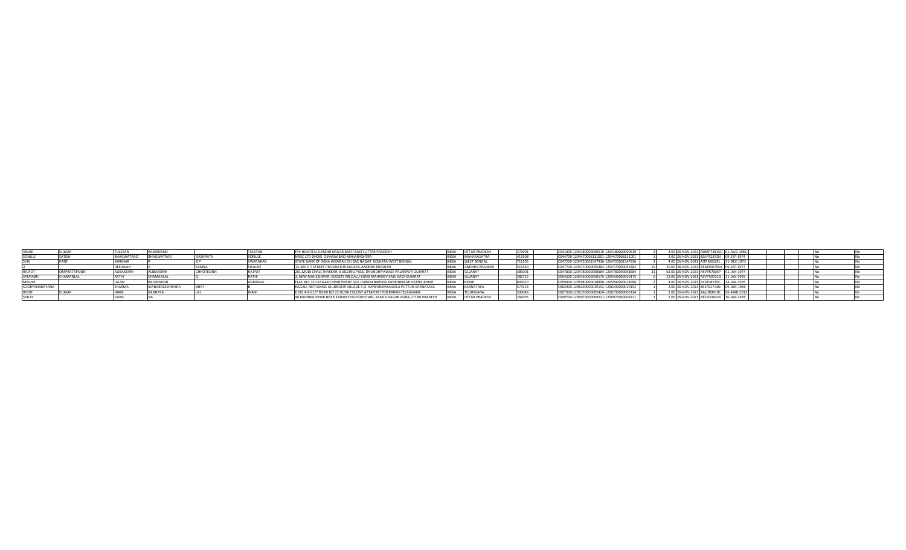| | | | | | | | | | | | | | | | | | | | | | | |
|---|---|---|---|---|---|---|---|---|---|---|---|---|---|---|---|---|---|---|---|---|---|---|
| VINOD | KUMAR | TULSYAN | RAMANAND | | TULSYAN | EYE HOSPITAL GANDHI NAGAR BASTI BASTI-UTTAR PRADESH | INDIA | UTTAR PRADESH | | 272001 | | C041800-1204180000090519-1204180000090519 | 2 | 4.00 | 26-NOV-2021 | ADMPT3815D | 01-AUG-1966 | | | | No | No |
| SONULE | SATISH | BHAGWATRAO | BHAGWATRAO | DASHRATH | SONULE | MSSC LTD DHOKI OSMANABAD-MAHARASHTRA | INDIA | MAHARASHTRA | | 413508 | | C044700-1204470006131091-1204470006131091 | 1 | 2.00 | 26-NOV-2021 | BZAPS2873N | 09-SEP-1974 | | | | No | No |
| SHIV | KANT | MANHAR | R | B P | SWARNKAR | STATE BANK OF INDIA HOWRAH SSI DAS NAGAR KOLKATA-WEST BENGAL | INDIA | WEST BENGAL | | 711105 | | C047200-1204720001547936-1204720001547936 | 2 | 4.00 | 26-NOV-2021 | AITPM6020L | 21-DEC-1973 | | | | No | No |
| A | | DEEVAIAH | A | SAMBA | SIVAIAH | 12-301 G T STREET PRODDATUR KADAPA-ANDHRA PRADESH | INDIA | ANDHRA PRADESH | | 516360 | | C047700-1204770000055482-1204770000055482 | 10 | 20.00 | 26-NOV-2021 | AEMPA0795A | 09-SEP-1977 | | | | No | No |
| RAJPUT | OMPRATAPSINH | ALIBAKSINH | ALIBAKSINH | CHHOTESINH | RAJPUT | 201,MODI CHALI,THAKKAR- BUILDING PASE, DHUNDHIYAWADI PALANPUR-GUJARAT | INDIA | GUJARAT | | 385001 | | C047800-1204780000098684-1204780000098684 | 31 | 62.00 | 26-NOV-2021 | AKVPR7605P | 01-JAN-1974 | | | | No | No |
| SAURABH | CHAMANLAL | RATHI | CHAMANLAL | G | RATHI | 3, NEW MAHESHWARI SOCIETY NR,DALU KUND MAHADEV KADI KADI-GUJARAT | INDIA | GUJARAT | | 382715 | | C054300-1205430000050175-1205430000050175 | 6 | 12.00 | 26-NOV-2021 | AZVPR0013Q | 21-JAN-1993 | | | | No | No |
| MEGHA | | JALAN | BALKRISHAN | | AGRAWAL | FLAT NO- 310 KAILASH APARTMENT 310, PURANI BAIPASS KANKARBAGH PATNA-BIHAR | INDIA | BIHAR | | 800020 | | C059400-1205940000018996-1205940000018996 | 2 | 4.00 | 26-NOV-2021 | AYDPJ8235C | 14-JAN-1976 | | | | No | No |
| SOORYANARAYANA | | SHARMA | MAHABALESHWARA | BHAT | B | RAGALI, NETTANIGE MUDNOOR VILLAGE P.O. ISHWARAMANGALA PUTTUR-KARNATAKA | INDIA | KARNATAKA | | 574313 | | C062900-1206290000019192-1206290000019192 | 1 | 2.00 | 26-NOV-2021 | BKSPS2714N | 09-JUN-1956 | | | | No | No |
| ROHIT | KUMAR | INANI | KANHAYA | LAL | INANI | H NO 4-9-61/7 ROAD NO 23 HUDA COLONY ATTAPUR HYDERABAD-TELANGANA | INDIA | TELANGANA | | 500048 | | C067300-1206730000005424-1206730000005424 | 1 | 2.00 | 26-NOV-2021 | AALHR8410E | 06-MAR-2012 | | | | No | No |
| SHILPI | | GARG | NA | | | 46 RADHIKA VIHAR NEAR KARAMYOGI FOUNTAIN, KAMLA NAGAR AGRA-UTTAR PRADESH | INDIA | UTTAR PRADESH | | 282005 | | C069700-1206970000009221-1206970000009221 | 1 | 2.00 | 26-NOV-2021 | AKSPG9643H | 10-JAN-1978 | | | | No | No |